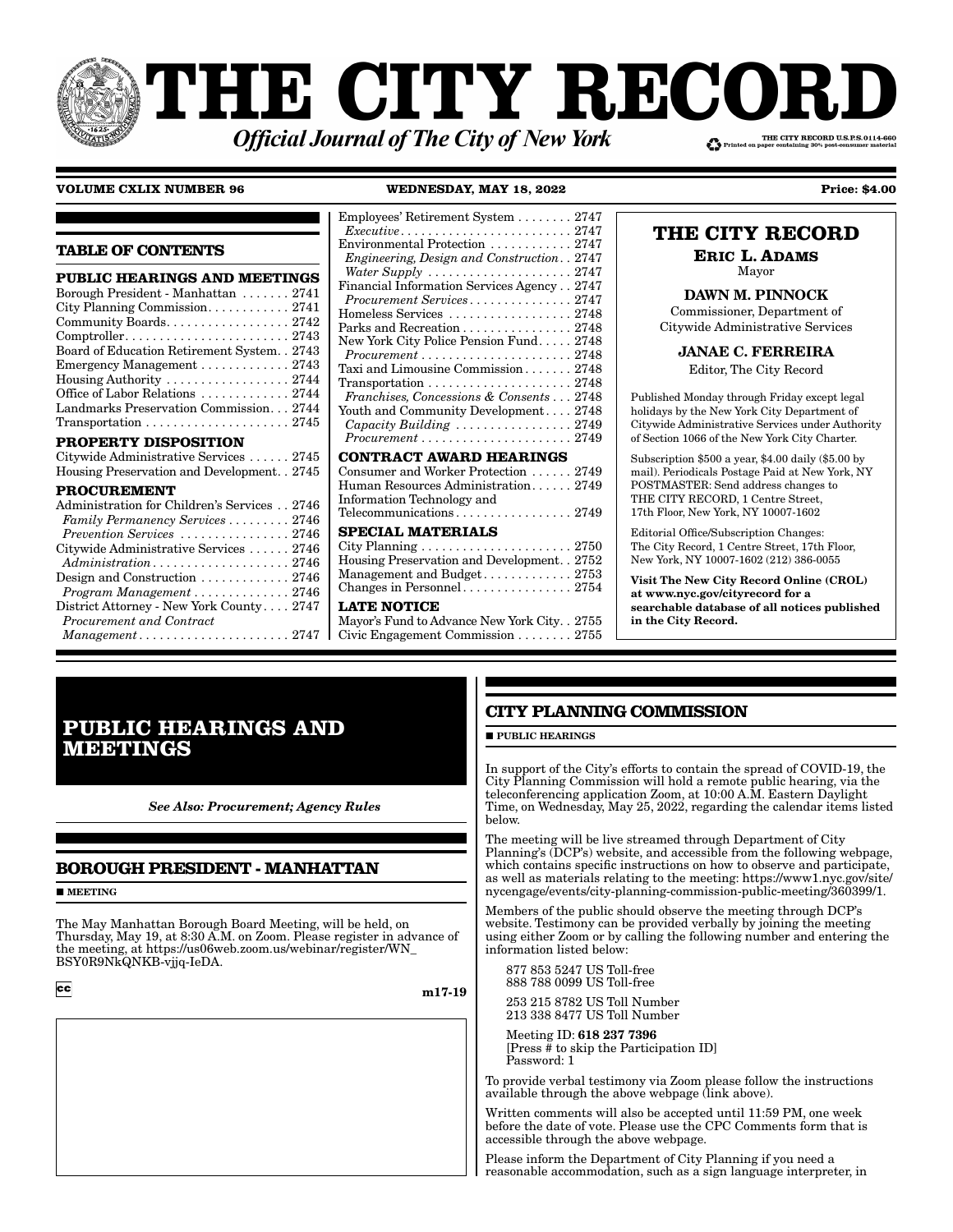# THE CITY RECORD

***Official Journal of The City of New York***

THE CITY RECORD U.S.P.S.0114-660
Printed on paper containing 30% post-consumer material

**VOLUME CXLIX NUMBER 96** **WEDNESDAY, MAY 18, 2022** **Price: $4.00**

## TABLE OF CONTENTS

**PUBLIC HEARINGS AND MEETINGS**

Borough President - Manhattan . . . . . . . 2741
City Planning Commission. . . . . . . . . . . . 2741
Community Boards. . . . . . . . . . . . . . . . . 2742
Comptroller. . . . . . . . . . . . . . . . . . . . . . . . 2743
Board of Education Retirement System. . 2743
Emergency Management . . . . . . . . . . . . . 2743
Housing Authority . . . . . . . . . . . . . . . . . . 2744
Office of Labor Relations . . . . . . . . . . . . 2744
Landmarks Preservation Commission. . . 2744
Transportation . . . . . . . . . . . . . . . . . . . . . 2745

**PROPERTY DISPOSITION**

Citywide Administrative Services . . . . . . 2745
Housing Preservation and Development. . 2745

**PROCUREMENT**

Administration for Children's Services . . 2746
*Family Permanency Services* . . . . . . . . . 2746
*Prevention Services* . . . . . . . . . . . . . . . . 2746
Citywide Administrative Services . . . . . . 2746
*Administration* . . . . . . . . . . . . . . . . . . . . 2746
Design and Construction . . . . . . . . . . . . . 2746
*Program Management* . . . . . . . . . . . . . . 2746
District Attorney - New York County . . . . 2747
*Procurement and Contract Management* . . . . . . . . . . . . . . . . . . . . . . 2747
Employees' Retirement System . . . . . . . . 2747
*Executive* . . . . . . . . . . . . . . . . . . . . . . . . . 2747
Environmental Protection . . . . . . . . . . . . 2747
*Engineering, Design and Construction* . . 2747
*Water Supply* . . . . . . . . . . . . . . . . . . . . . 2747
Financial Information Services Agency . . 2747
*Procurement Services* . . . . . . . . . . . . . . . 2747
Homeless Services . . . . . . . . . . . . . . . . . . 2748
Parks and Recreation . . . . . . . . . . . . . . . . 2748
New York City Police Pension Fund . . . . . 2748
*Procurement* . . . . . . . . . . . . . . . . . . . . . . 2748
Taxi and Limousine Commission . . . . . . . 2748
Transportation . . . . . . . . . . . . . . . . . . . . . 2748
*Franchises, Concessions & Consents* . . . 2748
Youth and Community Development . . . . 2748
*Capacity Building* . . . . . . . . . . . . . . . . . 2749
*Procurement* . . . . . . . . . . . . . . . . . . . . . . 2749

**CONTRACT AWARD HEARINGS**

Consumer and Worker Protection . . . . . . 2749
Human Resources Administration. . . . . . 2749
Information Technology and Telecommunications. . . . . . . . . . . . . . . . . 2749

**SPECIAL MATERIALS**

City Planning . . . . . . . . . . . . . . . . . . . . . . 2750
Housing Preservation and Development. . 2752
Management and Budget. . . . . . . . . . . . . 2753
Changes in Personnel. . . . . . . . . . . . . . . . 2754

**LATE NOTICE**

Mayor's Fund to Advance New York City. . 2755
Civic Engagement Commission . . . . . . . . 2755

## THE CITY RECORD

**ERIC L. ADAMS**
Mayor

**DAWN M. PINNOCK**
Commissioner, Department of Citywide Administrative Services

**JANAE C. FERREIRA**
Editor, The City Record

Published Monday through Friday except legal holidays by the New York City Department of Citywide Administrative Services under Authority of Section 1066 of the New York City Charter.

Subscription $500 a year, $4.00 daily ($5.00 by mail). Periodicals Postage Paid at New York, NY POSTMASTER: Send address changes to THE CITY RECORD, 1 Centre Street, 17th Floor, New York, NY 10007-1602

Editorial Office/Subscription Changes: The City Record, 1 Centre Street, 17th Floor, New York, NY 10007-1602 (212) 386-0055

**Visit The New City Record Online (CROL) at www.nyc.gov/cityrecord for a searchable database of all notices published in the City Record.**

# PUBLIC HEARINGS AND MEETINGS

***See Also: Procurement; Agency Rules***

## BOROUGH PRESIDENT - MANHATTAN

■ **MEETING**

The May Manhattan Borough Board Meeting, will be held, on Thursday, May 19, at 8:30 A.M. on Zoom. Please register in advance of the meeting, at https://us06web.zoom.us/webinar/register/WN_BSY0R9NkQNKB-vjjq-IeDA.

cc **m17-19**

## CITY PLANNING COMMISSION

■ **PUBLIC HEARINGS**

In support of the City's efforts to contain the spread of COVID-19, the City Planning Commission will hold a remote public hearing, via the teleconferencing application Zoom, at 10:00 A.M. Eastern Daylight Time, on Wednesday, May 25, 2022, regarding the calendar items listed below.

The meeting will be live streamed through Department of City Planning's (DCP's) website, and accessible from the following webpage, which contains specific instructions on how to observe and participate, as well as materials relating to the meeting: https://www1.nyc.gov/site/nycengage/events/city-planning-commission-public-meeting/360399/1.

Members of the public should observe the meeting through DCP's website. Testimony can be provided verbally by joining the meeting using either Zoom or by calling the following number and entering the information listed below:

877 853 5247 US Toll-free
888 788 0099 US Toll-free

253 215 8782 US Toll Number
213 338 8477 US Toll Number

Meeting ID: **618 237 7396**
[Press # to skip the Participation ID]
Password: 1

To provide verbal testimony via Zoom please follow the instructions available through the above webpage (link above).

Written comments will also be accepted until 11:59 PM, one week before the date of vote. Please use the CPC Comments form that is accessible through the above webpage.

Please inform the Department of City Planning if you need a reasonable accommodation, such as a sign language interpreter, in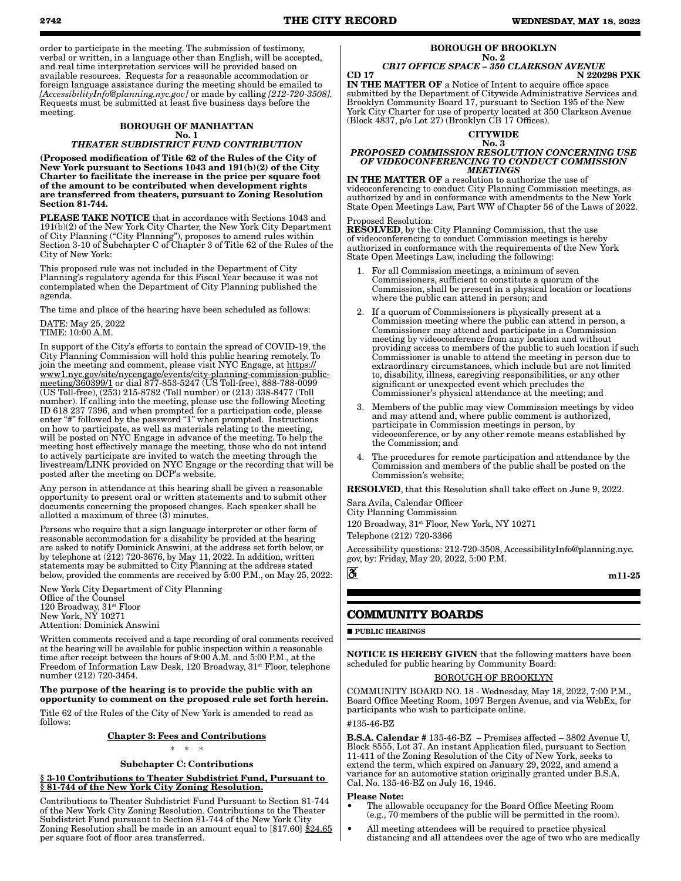order to participate in the meeting. The submission of testimony, verbal or written, in a language other than English, will be accepted, and real time interpretation services will be provided based on available resources. Requests for a reasonable accommodation or foreign language assistance during the meeting should be emailed to *[AccessibilityInfo@planning.nyc.gov]* or made by calling *[212-720-3508]*. Requests must be submitted at least five business days before the meeting.

**BOROUGH OF MANHATTAN**
**No. 1**
***THEATER SUBDISTRICT FUND CONTRIBUTION***

**(Proposed modification of Title 62 of the Rules of the City of New York pursuant to Sections 1043 and 191(b)(2) of the City Charter to facilitate the increase in the price per square foot of the amount to be contributed when development rights are transferred from theaters, pursuant to Zoning Resolution Section 81-744.**

**PLEASE TAKE NOTICE** that in accordance with Sections 1043 and 191(b)(2) of the New York City Charter, the New York City Department of City Planning ("City Planning"), proposes to amend rules within Section 3-10 of Subchapter C of Chapter 3 of Title 62 of the Rules of the City of New York:

This proposed rule was not included in the Department of City Planning's regulatory agenda for this Fiscal Year because it was not contemplated when the Department of City Planning published the agenda.

The time and place of the hearing have been scheduled as follows:

DATE: May 25, 2022
TIME: 10:00 A.M.

In support of the City's efforts to contain the spread of COVID-19, the City Planning Commission will hold this public hearing remotely. To join the meeting and comment, please visit NYC Engage, at https://www1.nyc.gov/site/nycengage/events/city-planning-commission-public-meeting/360399/1 or dial 877-853-5247 (US Toll-free), 888-788-0099 (US Toll-free), (253) 215-8782 (Toll number) or (213) 338-8477 (Toll number). If calling into the meeting, please use the following Meeting ID 618 237 7396, and when prompted for a participation code, please enter "#" followed by the password "1" when prompted. Instructions on how to participate, as well as materials relating to the meeting, will be posted on NYC Engage in advance of the meeting. To help the meeting host effectively manage the meeting, those who do not intend to actively participate are invited to watch the meeting through the livestream/LINK provided on NYC Engage or the recording that will be posted after the meeting on DCP's website.

Any person in attendance at this hearing shall be given a reasonable opportunity to present oral or written statements and to submit other documents concerning the proposed changes. Each speaker shall be allotted a maximum of three (3) minutes.

Persons who require that a sign language interpreter or other form of reasonable accommodation for a disability be provided at the hearing are asked to notify Dominick Answini, at the address set forth below, or by telephone at (212) 720-3676, by May 11, 2022. In addition, written statements may be submitted to City Planning at the address stated below, provided the comments are received by 5:00 P.M., on May 25, 2022:

New York City Department of City Planning
Office of the Counsel
120 Broadway, 31st Floor
New York, NY 10271
Attention: Dominick Answini

Written comments received and a tape recording of oral comments received at the hearing will be available for public inspection within a reasonable time after receipt between the hours of 9:00 A.M. and 5:00 P.M., at the Freedom of Information Law Desk, 120 Broadway, 31st Floor, telephone number (212) 720-3454.

**The purpose of the hearing is to provide the public with an opportunity to comment on the proposed rule set forth herein.**

Title 62 of the Rules of the City of New York is amended to read as follows:

**Chapter 3: Fees and Contributions**

\* \* \*

**Subchapter C: Contributions**

**§ 3-10 Contributions to Theater Subdistrict Fund, Pursuant to § 81-744 of the New York City Zoning Resolution.**

Contributions to Theater Subdistrict Fund Pursuant to Section 81-744 of the New York City Zoning Resolution. Contributions to the Theater Subdistrict Fund pursuant to Section 81-744 of the New York City Zoning Resolution shall be made in an amount equal to [$17.60] $24.65 per square foot of floor area transferred.

**BOROUGH OF BROOKLYN**
**No. 2**
***CB17 OFFICE SPACE – 350 CLARKSON AVENUE***
**CD 17 N 220298 PXK**

**IN THE MATTER OF** a Notice of Intent to acquire office space submitted by the Department of Citywide Administrative Services and Brooklyn Community Board 17, pursuant to Section 195 of the New York City Charter for use of property located at 350 Clarkson Avenue (Block 4837, p/o Lot 27) (Brooklyn CB 17 Offices).

**CITYWIDE**
**No. 3**
***PROPOSED COMMISSION RESOLUTION CONCERNING USE OF VIDEOCONFERENCING TO CONDUCT COMMISSION MEETINGS***

**IN THE MATTER OF** a resolution to authorize the use of videoconferencing to conduct City Planning Commission meetings, as authorized by and in conformance with amendments to the New York State Open Meetings Law, Part WW of Chapter 56 of the Laws of 2022.

Proposed Resolution:
**RESOLVED**, by the City Planning Commission, that the use of videoconferencing to conduct Commission meetings is hereby authorized in conformance with the requirements of the New York State Open Meetings Law, including the following:

1. For all Commission meetings, a minimum of seven Commissioners, sufficient to constitute a quorum of the Commission, shall be present in a physical location or locations where the public can attend in person; and
2. If a quorum of Commissioners is physically present at a Commission meeting where the public can attend in person, a Commissioner may attend and participate in a Commission meeting by videoconference from any location and without providing access to members of the public to such location if such Commissioner is unable to attend the meeting in person due to extraordinary circumstances, which include but are not limited to, disability, illness, caregiving responsibilities, or any other significant or unexpected event which precludes the Commissioner's physical attendance at the meeting; and
3. Members of the public may view Commission meetings by video and may attend and, where public comment is authorized, participate in Commission meetings in person, by videoconference, or by any other remote means established by the Commission; and
4. The procedures for remote participation and attendance by the Commission and members of the public shall be posted on the Commission's website;

**RESOLVED**, that this Resolution shall take effect on June 9, 2022.

Sara Avila, Calendar Officer
City Planning Commission
120 Broadway, 31st Floor, New York, NY 10271
Telephone (212) 720-3366

Accessibility questions: 212-720-3508, AccessibilityInfo@planning.nyc.gov, by: Friday, May 20, 2022, 5:00 P.M.

**m11-25**

## COMMUNITY BOARDS

■ **PUBLIC HEARINGS**

**NOTICE IS HEREBY GIVEN** that the following matters have been scheduled for public hearing by Community Board:

BOROUGH OF BROOKLYN

COMMUNITY BOARD NO. 18 - Wednesday, May 18, 2022, 7:00 P.M., Board Office Meeting Room, 1097 Bergen Avenue, and via WebEx, for participants who wish to participate online.

#135-46-BZ

**B.S.A. Calendar #** 135-46-BZ – Premises affected – 3802 Avenue U, Block 8555, Lot 37. An instant Application filed, pursuant to Section 11-411 of the Zoning Resolution of the City of New York, seeks to extend the term, which expired on January 29, 2022, and amend a variance for an automotive station originally granted under B.S.A. Cal. No. 135-46-BZ on July 16, 1946.

**Please Note:**

- The allowable occupancy for the Board Office Meeting Room (e.g., 70 members of the public will be permitted in the room).
- All meeting attendees will be required to practice physical distancing and all attendees over the age of two who are medically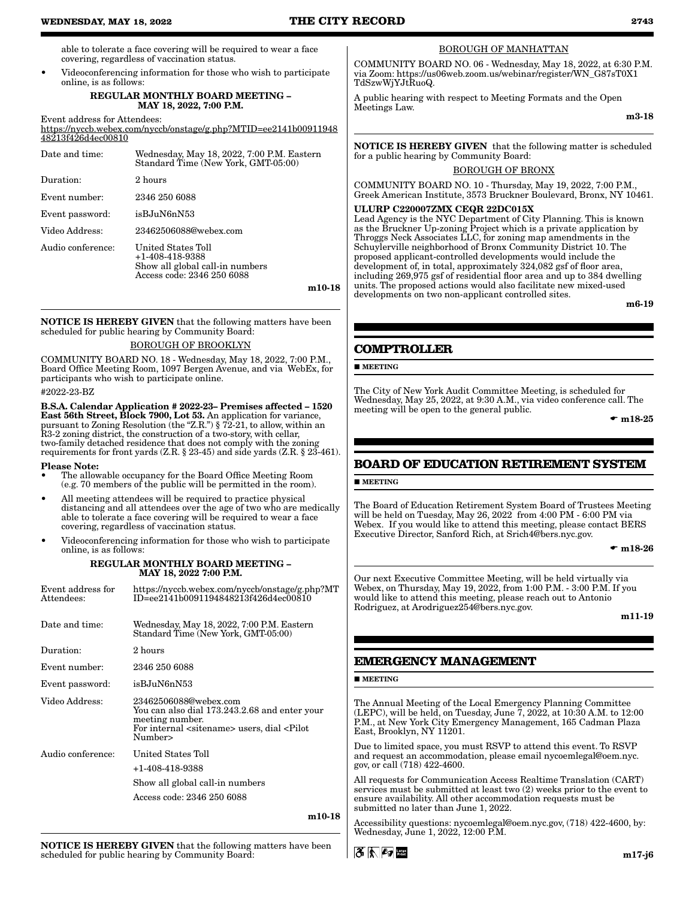able to tolerate a face covering will be required to wear a face covering, regardless of vaccination status.

- Videoconferencing information for those who wish to participate online, is as follows:

**REGULAR MONTHLY BOARD MEETING – MAY 18, 2022, 7:00 P.M.**

Event address for Attendees:
https://nyccb.webex.com/nyccb/onstage/g.php?MTID=ee2141b0091194848213f426d4ec00810

| | |
|---|---|
| Date and time: | Wednesday, May 18, 2022, 7:00 P.M. Eastern Standard Time (New York, GMT-05:00) |
| Duration: | 2 hours |
| Event number: | 2346 250 6088 |
| Event password: | isBJuN6nN53 |
| Video Address: | 23462506088@webex.com |
| Audio conference: | United States Toll<br>+1-408-418-9388<br>Show all global call-in numbers<br>Access code: 2346 250 6088 |

**m10-18**

---

**NOTICE IS HEREBY GIVEN** that the following matters have been scheduled for public hearing by Community Board:

BOROUGH OF BROOKLYN

COMMUNITY BOARD NO. 18 - Wednesday, May 18, 2022, 7:00 P.M., Board Office Meeting Room, 1097 Bergen Avenue, and via WebEx, for participants who wish to participate online.

#2022-23-BZ

**B.S.A. Calendar Application # 2022-23– Premises affected – 1520 East 56th Street, Block 7900, Lot 53.** An application for variance, pursuant to Zoning Resolution (the "Z.R.") § 72-21, to allow, within an R3-2 zoning district, the construction of a two-story, with cellar, two-family detached residence that does not comply with the zoning requirements for front yards (Z.R. § 23-45) and side yards (Z.R. § 23-461).

**Please Note:**

- The allowable occupancy for the Board Office Meeting Room (e.g. 70 members of the public will be permitted in the room).
- All meeting attendees will be required to practice physical distancing and all attendees over the age of two who are medically able to tolerate a face covering will be required to wear a face covering, regardless of vaccination status.
- Videoconferencing information for those who wish to participate online, is as follows:

**REGULAR MONTHLY BOARD MEETING – MAY 18, 2022 7:00 P.M.**

| | |
|---|---|
| Event address for Attendees: | https://nyccb.webex.com/nyccb/onstage/g.php?MTID=ee2141b0091194848213f426d4ec00810 |
| Date and time: | Wednesday, May 18, 2022, 7:00 P.M. Eastern Standard Time (New York, GMT-05:00) |
| Duration: | 2 hours |
| Event number: | 2346 250 6088 |
| Event password: | isBJuN6nN53 |
| Video Address: | 23462506088@webex.com<br>You can also dial 173.243.2.68 and enter your meeting number.<br>For internal <sitename> users, dial <Pilot Number> |
| Audio conference: | United States Toll<br>+1-408-418-9388<br>Show all global call-in numbers<br>Access code: 2346 250 6088 |

**m10-18**

---

**NOTICE IS HEREBY GIVEN** that the following matters have been scheduled for public hearing by Community Board:

BOROUGH OF MANHATTAN

COMMUNITY BOARD NO. 06 - Wednesday, May 18, 2022, at 6:30 P.M. via Zoom: https://us06web.zoom.us/webinar/register/WN_G87sT0X1TdSzwWjYJtRuoQ.

A public hearing with respect to Meeting Formats and the Open Meetings Law.

**m3-18**

---

**NOTICE IS HEREBY GIVEN** that the following matter is scheduled for a public hearing by Community Board:

BOROUGH OF BRONX

COMMUNITY BOARD NO. 10 - Thursday, May 19, 2022, 7:00 P.M., Greek American Institute, 3573 Bruckner Boulevard, Bronx, NY 10461.

**ULURP C220007ZMX CEQR 22DC015X**
Lead Agency is the NYC Department of City Planning. This is known as the Bruckner Up-zoning Project which is a private application by Throggs Neck Associates LLC, for zoning map amendments in the Schuylerville neighborhood of Bronx Community District 10. The proposed applicant-controlled developments would include the development of, in total, approximately 324,082 gsf of floor area, including 269,975 gsf of residential floor area and up to 384 dwelling units. The proposed actions would also facilitate new mixed-used developments on two non-applicant controlled sites.

**m6-19**

## COMPTROLLER

■ **MEETING**

The City of New York Audit Committee Meeting, is scheduled for Wednesday, May 25, 2022, at 9:30 A.M., via video conference call. The meeting will be open to the general public.

☛ **m18-25**

## BOARD OF EDUCATION RETIREMENT SYSTEM

■ **MEETING**

The Board of Education Retirement System Board of Trustees Meeting will be held on Tuesday, May 26, 2022 from 4:00 PM - 6:00 PM via Webex. If you would like to attend this meeting, please contact BERS Executive Director, Sanford Rich, at Srich4@bers.nyc.gov.

☛ **m18-26**

---

Our next Executive Committee Meeting, will be held virtually via Webex, on Thursday, May 19, 2022, from 1:00 P.M. - 3:00 P.M. If you would like to attend this meeting, please reach out to Antonio Rodriguez, at Arodriguez254@bers.nyc.gov.

**m11-19**

## EMERGENCY MANAGEMENT

■ **MEETING**

The Annual Meeting of the Local Emergency Planning Committee (LEPC), will be held, on Tuesday, June 7, 2022, at 10:30 A.M. to 12:00 P.M., at New York City Emergency Management, 165 Cadman Plaza East, Brooklyn, NY 11201.

Due to limited space, you must RSVP to attend this event. To RSVP and request an accommodation, please email nycoemlegal@oem.nyc.gov, or call (718) 422-4600.

All requests for Communication Access Realtime Translation (CART) services must be submitted at least two (2) weeks prior to the event to ensure availability. All other accommodation requests must be submitted no later than June 1, 2022.

Accessibility questions: nycoemlegal@oem.nyc.gov, (718) 422-4600, by: Wednesday, June 1, 2022, 12:00 P.M.

**m17-j6**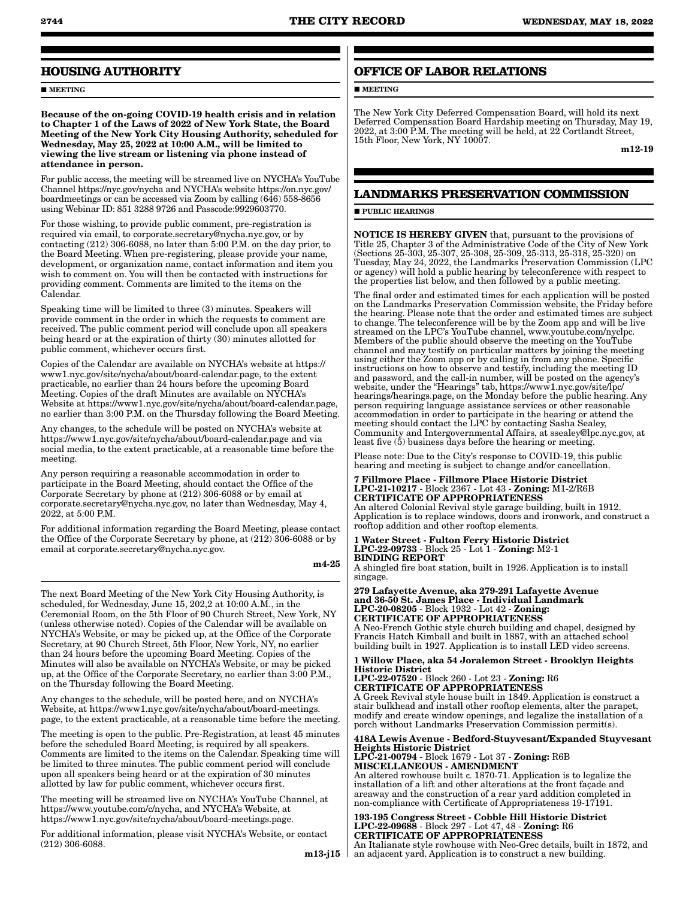## HOUSING AUTHORITY

■ **MEETING**

**Because of the on-going COVID-19 health crisis and in relation to Chapter 1 of the Laws of 2022 of New York State, the Board Meeting of the New York City Housing Authority, scheduled for Wednesday, May 25, 2022 at 10:00 A.M., will be limited to viewing the live stream or listening via phone instead of attendance in person.**

For public access, the meeting will be streamed live on NYCHA's YouTube Channel https://nyc.gov/nycha and NYCHA's website https://on.nyc.gov/boardmeetings or can be accessed via Zoom by calling (646) 558-8656 using Webinar ID: 851 3288 9726 and Passcode:9929603770.

For those wishing, to provide public comment, pre-registration is required via email, to corporate.secretary@nycha.nyc.gov, or by contacting (212) 306-6088, no later than 5:00 P.M. on the day prior, to the Board Meeting. When pre-registering, please provide your name, development, or organization name, contact information and item you wish to comment on. You will then be contacted with instructions for providing comment. Comments are limited to the items on the Calendar.

Speaking time will be limited to three (3) minutes. Speakers will provide comment in the order in which the requests to comment are received. The public comment period will conclude upon all speakers being heard or at the expiration of thirty (30) minutes allotted for public comment, whichever occurs first.

Copies of the Calendar are available on NYCHA's website at https://www1.nyc.gov/site/nycha/about/board-calendar.page, to the extent practicable, no earlier than 24 hours before the upcoming Board Meeting. Copies of the draft Minutes are available on NYCHA's Website at https://www1.nyc.gov/site/nycha/about/board-calendar.page, no earlier than 3:00 P.M. on the Thursday following the Board Meeting.

Any changes, to the schedule will be posted on NYCHA's website at https://www1.nyc.gov/site/nycha/about/board-calendar.page and via social media, to the extent practicable, at a reasonable time before the meeting.

Any person requiring a reasonable accommodation in order to participate in the Board Meeting, should contact the Office of the Corporate Secretary by phone at (212) 306-6088 or by email at corporate.secretary@nycha.nyc.gov, no later than Wednesday, May 4, 2022, at 5:00 P.M.

For additional information regarding the Board Meeting, please contact the Office of the Corporate Secretary by phone, at (212) 306-6088 or by email at corporate.secretary@nycha.nyc.gov.

**m4-25**

---

The next Board Meeting of the New York City Housing Authority, is scheduled, for Wednesday, June 15, 202,2 at 10:00 A.M., in the Ceremonial Room, on the 5th Floor of 90 Church Street, New York, NY (unless otherwise noted). Copies of the Calendar will be available on NYCHA's Website, or may be picked up, at the Office of the Corporate Secretary, at 90 Church Street, 5th Floor, New York, NY, no earlier than 24 hours before the upcoming Board Meeting. Copies of the Minutes will also be available on NYCHA's Website, or may be picked up, at the Office of the Corporate Secretary, no earlier than 3:00 P.M., on the Thursday following the Board Meeting.

Any changes to the schedule, will be posted here, and on NYCHA's Website, at https://www1.nyc.gov/site/nycha/about/board-meetings.page, to the extent practicable, at a reasonable time before the meeting.

The meeting is open to the public. Pre-Registration, at least 45 minutes before the scheduled Board Meeting, is required by all speakers. Comments are limited to the items on the Calendar. Speaking time will be limited to three minutes. The public comment period will conclude upon all speakers being heard or at the expiration of 30 minutes allotted by law for public comment, whichever occurs first.

The meeting will be streamed live on NYCHA's YouTube Channel, at https://www.youtube.com/c/nycha, and NYCHA's Website, at https://www1.nyc.gov/site/nycha/about/board-meetings.page.

For additional information, please visit NYCHA's Website, or contact (212) 306-6088.

**m13-j15**

## OFFICE OF LABOR RELATIONS

■ **MEETING**

The New York City Deferred Compensation Board, will hold its next Deferred Compensation Board Hardship meeting on Thursday, May 19, 2022, at 3:00 P.M. The meeting will be held, at 22 Cortlandt Street, 15th Floor, New York, NY 10007.

**m12-19**

## LANDMARKS PRESERVATION COMMISSION

■ **PUBLIC HEARINGS**

**NOTICE IS HEREBY GIVEN** that, pursuant to the provisions of Title 25, Chapter 3 of the Administrative Code of the City of New York (Sections 25-303, 25-307, 25-308, 25-309, 25-313, 25-318, 25-320) on Tuesday, May 24, 2022, the Landmarks Preservation Commission (LPC or agency) will hold a public hearing by teleconference with respect to the properties list below, and then followed by a public meeting.

The final order and estimated times for each application will be posted on the Landmarks Preservation Commission website, the Friday before the hearing. Please note that the order and estimated times are subject to change. The teleconference will be by the Zoom app and will be live streamed on the LPC's YouTube channel, www.youtube.com/nyclpc. Members of the public should observe the meeting on the YouTube channel and may testify on particular matters by joining the meeting using either the Zoom app or by calling in from any phone. Specific instructions on how to observe and testify, including the meeting ID and password, and the call-in number, will be posted on the agency's website, under the "Hearings" tab, https://www1.nyc.gov/site/lpc/hearings/hearings.page, on the Monday before the public hearing. Any person requiring language assistance services or other reasonable accommodation in order to participate in the hearing or attend the meeting should contact the LPC by contacting Sasha Sealey, Community and Intergovernmental Affairs, at ssealey@lpc.nyc.gov, at least five (5) business days before the hearing or meeting.

Please note: Due to the City's response to COVID-19, this public hearing and meeting is subject to change and/or cancellation.

**7 Fillmore Place - Fillmore Place Historic District**
**LPC-21-10217** - Block 2367 - Lot 43 - **Zoning:** M1-2/R6B
**CERTIFICATE OF APPROPRIATENESS**
An altered Colonial Revival style garage building, built in 1912. Application is to replace windows, doors and ironwork, and construct a rooftop addition and other rooftop elements.

**1 Water Street - Fulton Ferry Historic District**
**LPC-22-09733** - Block 25 - Lot 1 - **Zoning:** M2-1
**BINDING REPORT**
A shingled fire boat station, built in 1926. Application is to install singage.

**279 Lafayette Avenue, aka 279-291 Lafayette Avenue and 36-50 St. James Place - Individual Landmark**
**LPC-20-08205** - Block 1932 - Lot 42 - **Zoning:**
**CERTIFICATE OF APPROPRIATENESS**
A Neo-French Gothic style church building and chapel, designed by Francis Hatch Kimball and built in 1887, with an attached school building built in 1927. Application is to install LED video screens.

**1 Willow Place, aka 54 Joralemon Street - Brooklyn Heights Historic District**
**LPC-22-07520** - Block 260 - Lot 23 - **Zoning:** R6
**CERTIFICATE OF APPROPRIATENESS**
A Greek Revival style house built in 1849. Application is construct a stair bulkhead and install other rooftop elements, alter the parapet, modify and create window openings, and legalize the installation of a porch without Landmarks Preservation Commission permit(s).

**418A Lewis Avenue - Bedford-Stuyvesant/Expanded Stuyvesant Heights Historic District**
**LPC-21-00794** - Block 1679 - Lot 37 - **Zoning:** R6B
**MISCELLANEOUS - AMENDMENT**
An altered rowhouse built c. 1870-71. Application is to legalize the installation of a lift and other alterations at the front façade and areaway and the construction of a rear yard addition completed in non-compliance with Certificate of Appropriateness 19-17191.

**193-195 Congress Street - Cobble Hill Historic District**
**LPC-22-09688** - Block 297 - Lot 47, 48 - **Zoning:** R6
**CERTIFICATE OF APPROPRIATENESS**
An Italianate style rowhouse with Neo-Grec details, built in 1872, and an adjacent yard. Application is to construct a new building.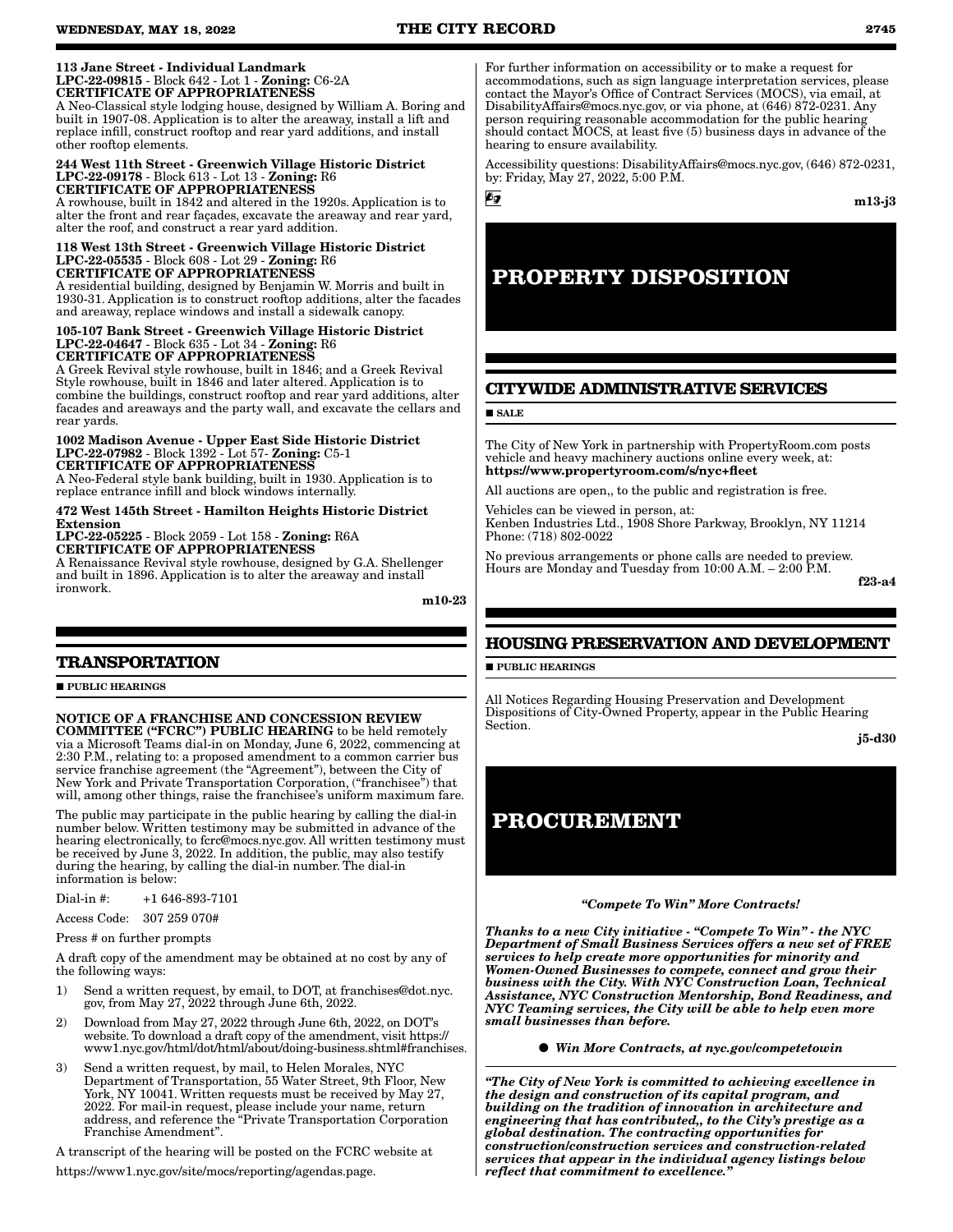**113 Jane Street - Individual Landmark**
**LPC-22-09815** - Block 642 - Lot 1 - **Zoning:** C6-2A
**CERTIFICATE OF APPROPRIATENESS**
A Neo-Classical style lodging house, designed by William A. Boring and built in 1907-08. Application is to alter the areaway, install a lift and replace infill, construct rooftop and rear yard additions, and install other rooftop elements.

**244 West 11th Street - Greenwich Village Historic District**
**LPC-22-09178** - Block 613 - Lot 13 - **Zoning:** R6
**CERTIFICATE OF APPROPRIATENESS**
A rowhouse, built in 1842 and altered in the 1920s. Application is to alter the front and rear façades, excavate the areaway and rear yard, alter the roof, and construct a rear yard addition.

**118 West 13th Street - Greenwich Village Historic District**
**LPC-22-05535** - Block 608 - Lot 29 - **Zoning:** R6
**CERTIFICATE OF APPROPRIATENESS**
A residential building, designed by Benjamin W. Morris and built in 1930-31. Application is to construct rooftop additions, alter the facades and areaway, replace windows and install a sidewalk canopy.

**105-107 Bank Street - Greenwich Village Historic District**
**LPC-22-04647** - Block 635 - Lot 34 - **Zoning:** R6
**CERTIFICATE OF APPROPRIATENESS**
A Greek Revival style rowhouse, built in 1846; and a Greek Revival Style rowhouse, built in 1846 and later altered. Application is to combine the buildings, construct rooftop and rear yard additions, alter facades and areaways and the party wall, and excavate the cellars and rear yards.

**1002 Madison Avenue - Upper East Side Historic District**
**LPC-22-07982** - Block 1392 - Lot 57- **Zoning:** C5-1
**CERTIFICATE OF APPROPRIATENESS**
A Neo-Federal style bank building, built in 1930. Application is to replace entrance infill and block windows internally.

**472 West 145th Street - Hamilton Heights Historic District Extension**
**LPC-22-05225** - Block 2059 - Lot 158 - **Zoning:** R6A
**CERTIFICATE OF APPROPRIATENESS**
A Renaissance Revival style rowhouse, designed by G.A. Shellenger and built in 1896. Application is to alter the areaway and install ironwork.

m10-23

## TRANSPORTATION

■ **PUBLIC HEARINGS**

**NOTICE OF A FRANCHISE AND CONCESSION REVIEW COMMITTEE ("FCRC") PUBLIC HEARING** to be held remotely via a Microsoft Teams dial-in on Monday, June 6, 2022, commencing at 2:30 P.M., relating to: a proposed amendment to a common carrier bus service franchise agreement (the "Agreement"), between the City of New York and Private Transportation Corporation, ("franchisee") that will, among other things, raise the franchisee's uniform maximum fare.

The public may participate in the public hearing by calling the dial-in number below. Written testimony may be submitted in advance of the hearing electronically, to fcrc@mocs.nyc.gov. All written testimony must be received by June 3, 2022. In addition, the public, may also testify during the hearing, by calling the dial-in number. The dial-in information is below:

Dial-in #: +1 646-893-7101

Access Code: 307 259 070#

Press # on further prompts

A draft copy of the amendment may be obtained at no cost by any of the following ways:

1) Send a written request, by email, to DOT, at franchises@dot.nyc.gov, from May 27, 2022 through June 6th, 2022.
2) Download from May 27, 2022 through June 6th, 2022, on DOT's website. To download a draft copy of the amendment, visit https://www1.nyc.gov/html/dot/html/about/doing-business.shtml#franchises.
3) Send a written request, by mail, to Helen Morales, NYC Department of Transportation, 55 Water Street, 9th Floor, New York, NY 10041. Written requests must be received by May 27, 2022. For mail-in request, please include your name, return address, and reference the "Private Transportation Corporation Franchise Amendment".

A transcript of the hearing will be posted on the FCRC website at https://www1.nyc.gov/site/mocs/reporting/agendas.page.

For further information on accessibility or to make a request for accommodations, such as sign language interpretation services, please contact the Mayor's Office of Contract Services (MOCS), via email, at DisabilityAffairs@mocs.nyc.gov, or via phone, at (646) 872-0231. Any person requiring reasonable accommodation for the public hearing should contact MOCS, at least five (5) business days in advance of the hearing to ensure availability.

Accessibility questions: DisabilityAffairs@mocs.nyc.gov, (646) 872-0231, by: Friday, May 27, 2022, 5:00 P.M.

m13-j3

# PROPERTY DISPOSITION

## CITYWIDE ADMINISTRATIVE SERVICES

■ **SALE**

The City of New York in partnership with PropertyRoom.com posts vehicle and heavy machinery auctions online every week, at: **https://www.propertyroom.com/s/nyc+fleet**

All auctions are open,, to the public and registration is free.

Vehicles can be viewed in person, at:
Kenben Industries Ltd., 1908 Shore Parkway, Brooklyn, NY 11214
Phone: (718) 802-0022

No previous arrangements or phone calls are needed to preview. Hours are Monday and Tuesday from 10:00 A.M. – 2:00 P.M.

f23-a4

## HOUSING PRESERVATION AND DEVELOPMENT

■ **PUBLIC HEARINGS**

All Notices Regarding Housing Preservation and Development Dispositions of City-Owned Property, appear in the Public Hearing Section.

j5-d30

# PROCUREMENT

***"Compete To Win" More Contracts!***

***Thanks to a new City initiative - "Compete To Win" - the NYC Department of Small Business Services offers a new set of FREE services to help create more opportunities for minority and Women-Owned Businesses to compete, connect and grow their business with the City. With NYC Construction Loan, Technical Assistance, NYC Construction Mentorship, Bond Readiness, and NYC Teaming services, the City will be able to help even more small businesses than before.***

● ***Win More Contracts, at nyc.gov/competetowin***

***"The City of New York is committed to achieving excellence in the design and construction of its capital program, and building on the tradition of innovation in architecture and engineering that has contributed,, to the City's prestige as a global destination. The contracting opportunities for construction/construction services and construction-related services that appear in the individual agency listings below reflect that commitment to excellence."***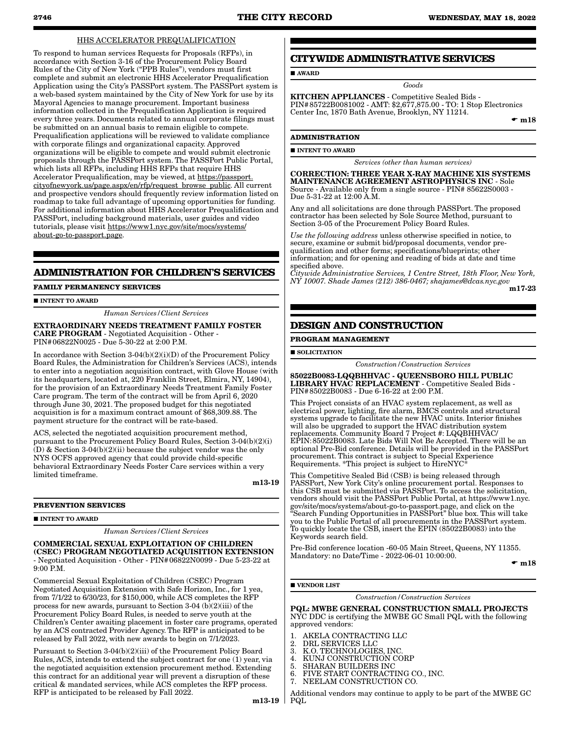HHS ACCELERATOR PREQUALIFICATION

To respond to human services Requests for Proposals (RFPs), in accordance with Section 3-16 of the Procurement Policy Board Rules of the City of New York ("PPB Rules"), vendors must first complete and submit an electronic HHS Accelerator Prequalification Application using the City's PASSPort system. The PASSPort system is a web-based system maintained by the City of New York for use by its Mayoral Agencies to manage procurement. Important business information collected in the Prequalification Application is required every three years. Documents related to annual corporate filings must be submitted on an annual basis to remain eligible to compete. Prequalification applications will be reviewed to validate compliance with corporate filings and organizational capacity. Approved organizations will be eligible to compete and would submit electronic proposals through the PASSPort system. The PASSPort Public Portal, which lists all RFPs, including HHS RFPs that require HHS Accelerator Prequalification, may be viewed, at https://passport.cityofnewyork.us/page.aspx/en/rfp/request_browse_public. All current and prospective vendors should frequently review information listed on roadmap to take full advantage of upcoming opportunities for funding. For additional information about HHS Accelerator Prequalification and PASSPort, including background materials, user guides and video tutorials, please visit https://www1.nyc.gov/site/mocs/systems/about-go-to-passport.page.

## ADMINISTRATION FOR CHILDREN'S SERVICES

### FAMILY PERMANENCY SERVICES

■ INTENT TO AWARD

*Human Services/Client Services*

**EXTRAORDINARY NEEDS TREATMENT FAMILY FOSTER CARE PROGRAM** - Negotiated Acquisition - Other - PIN#06822N0025 - Due 5-30-22 at 2:00 P.M.

In accordance with Section 3-04(b)(2)(i)(D) of the Procurement Policy Board Rules, the Administration for Children's Services (ACS), intends to enter into a negotiation acquisition contract, with Glove House (with its headquarters, located at, 220 Franklin Street, Elmira, NY, 14904), for the provision of an Extraordinary Needs Treatment Family Foster Care program. The term of the contract will be from April 6, 2020 through June 30, 2021. The proposed budget for this negotiated acquisition is for a maximum contract amount of $68,309.88. The payment structure for the contract will be rate-based.

ACS, selected the negotiated acquisition procurement method, pursuant to the Procurement Policy Board Rules, Section 3-04(b)(2)(i)(D) & Section 3-04(b)(2)(ii) because the subject vendor was the only NYS OCFS approved agency that could provide child-specific behavioral Extraordinary Needs Foster Care services within a very limited timeframe.

**m13-19**

### PREVENTION SERVICES

■ INTENT TO AWARD

*Human Services/Client Services*

**COMMERCIAL SEXUAL EXPLOITATION OF CHILDREN (CSEC) PROGRAM NEGOTIATED ACQUISITION EXTENSION** - Negotiated Acquisition - Other - PIN#06822N0099 - Due 5-23-22 at 9:00 P.M.

Commercial Sexual Exploitation of Children (CSEC) Program Negotiated Acquisition Extension with Safe Horizon, Inc., for 1 yea, from 7/1/22 to 6/30/23, for $150,000, while ACS completes the RFP process for new awards, pursuant to Section 3-04 (b)(2)(iii) of the Procurement Policy Board Rules, is needed to serve youth at the Children's Center awaiting placement in foster care programs, operated by an ACS contracted Provider Agency. The RFP is anticipated to be released by Fall 2022, with new awards to begin on 7/1/2023.

Pursuant to Section 3-04(b)(2)(iii) of the Procurement Policy Board Rules, ACS, intends to extend the subject contract for one (1) year, via the negotiated acquisition extension procurement method. Extending this contract for an additional year will prevent a disruption of these critical & mandated services, while ACS completes the RFP process. RFP is anticipated to be released by Fall 2022.

**m13-19**

## CITYWIDE ADMINISTRATIVE SERVICES

■ AWARD

*Goods*

**KITCHEN APPLIANCES** - Competitive Sealed Bids - PIN#85722B0081002 - AMT: $2,677,875.00 - TO: 1 Stop Electronics Center Inc, 1870 Bath Avenue, Brooklyn, NY 11214.

☛ **m18**

### ADMINISTRATION

■ INTENT TO AWARD

*Services (other than human services)*

**CORRECTION: THREE YEAR X-RAY MACHINE XIS SYSTEMS MAINTENANCE AGREEMENT ASTROPHYSICS INC** - Sole Source - Available only from a single source - PIN# 85622S0003 - Due 5-31-22 at 12:00 A.M.

Any and all solicitations are done through PASSPort. The proposed contractor has been selected by Sole Source Method, pursuant to Section 3-05 of the Procurement Policy Board Rules.

*Use the following address* unless otherwise specified in notice, to secure, examine or submit bid/proposal documents, vendor pre-qualification and other forms; specifications/blueprints; other information; and for opening and reading of bids at date and time specified above.

*Citywide Administrative Services, 1 Centre Street, 18th Floor, New York, NY 10007. Shade James (212) 386-0467; shajames@dcas.nyc.gov*

**m17-23**

## DESIGN AND CONSTRUCTION

### PROGRAM MANAGEMENT

■ SOLICITATION

*Construction/Construction Services*

**85022B0083-LQQBHHVAC - QUEENSBORO HILL PUBLIC LIBRARY HVAC REPLACEMENT** - Competitive Sealed Bids - PIN#85022B0083 - Due 6-16-22 at 2:00 P.M.

This Project consists of an HVAC system replacement, as well as electrical power, lighting, fire alarm, BMCS controls and structural systems upgrade to facilitate the new HVAC units. Interior finishes will also be upgraded to support the HVAC distribution system replacements. Community Board 7 Project #: LQQBHHVAC/ EPIN:85022B0083. Late Bids Will Not Be Accepted. There will be an optional Pre-Bid conference. Details will be provided in the PASSPort procurement. This contract is subject to Special Experience Requirements. *This project is subject to HireNYC*

This Competitive Sealed Bid (CSB) is being released through PASSPort, New York City's online procurement portal. Responses to this CSB must be submitted via PASSPort. To access the solicitation, vendors should visit the PASSPort Public Portal, at https://www1.nyc.gov/site/mocs/systems/about-go-to-passport.page, and click on the "Search Funding Opportunities in PASSPort" blue box. This will take you to the Public Portal of all procurements in the PASSPort system. To quickly locate the CSB, insert the EPIN (85022B0083) into the Keywords search field.

Pre-Bid conference location -60-05 Main Street, Queens, NY 11355. Mandatory: no Date/Time - 2022-06-01 10:00:00.

☛ **m18**

■ VENDOR LIST

*Construction/Construction Services*

**PQL: MWBE GENERAL CONSTRUCTION SMALL PROJECTS**
NYC DDC is certifying the MWBE GC Small PQL with the following approved vendors:

1. AKELA CONTRACTING LLC
2. DRL SERVICES LLC
3. K.O. TECHNOLOGIES, INC.
4. KUNJ CONSTRUCTION CORP
5. SHARAN BUILDERS INC
6. FIVE START CONTRACTING CO., INC.
7. NEELAM CONSTRUCTION CO.

Additional vendors may continue to apply to be part of the MWBE GC PQL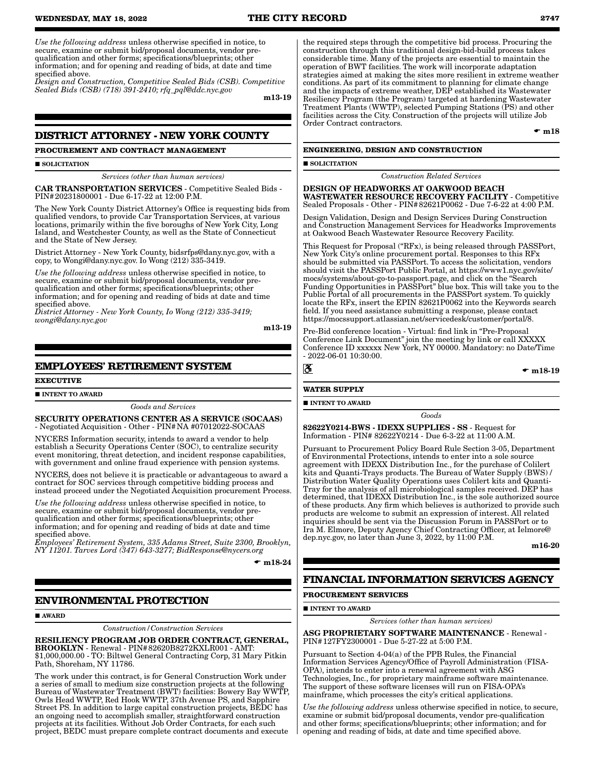*Use the following address* unless otherwise specified in notice, to secure, examine or submit bid/proposal documents, vendor pre-qualification and other forms; specifications/blueprints; other information; and for opening and reading of bids, at date and time specified above.
*Design and Construction, Competitive Sealed Bids (CSB). Competitive Sealed Bids (CSB) (718) 391-2410; rfq_pql@ddc.nyc.gov*

m13-19

## DISTRICT ATTORNEY - NEW YORK COUNTY

**PROCUREMENT AND CONTRACT MANAGEMENT**

■ **SOLICITATION**

*Services (other than human services)*

**CAR TRANSPORTATION SERVICES** - Competitive Sealed Bids - PIN#20231800001 - Due 6-17-22 at 12:00 P.M.

The New York County District Attorney's Office is requesting bids from qualified vendors, to provide Car Transportation Services, at various locations, primarily within the five boroughs of New York City, Long Island, and Westchester County, as well as the State of Connecticut and the State of New Jersey.

District Attorney - New York County, bidsrfps@dany.nyc.gov, with a copy, to Wongi@dany.nyc.gov. Io Wong (212) 335-3419.

*Use the following address* unless otherwise specified in notice, to secure, examine or submit bid/proposal documents, vendor pre-qualification and other forms; specifications/blueprints; other information; and for opening and reading of bids at date and time specified above.
*District Attorney - New York County, Io Wong (212) 335-3419; wongi@dany.nyc.gov*

m13-19

## EMPLOYEES' RETIREMENT SYSTEM

**EXECUTIVE**

■ **INTENT TO AWARD**

*Goods and Services*

**SECURITY OPERATIONS CENTER AS A SERVICE (SOCAAS)** - Negotiated Acquisition - Other - PIN# NA #07012022-SOCAAS

NYCERS Information security, intends to award a vendor to help establish a Security Operations Center (SOC), to centralize security event monitoring, threat detection, and incident response capabilities, with government and online fraud experience with pension systems.

NYCERS, does not believe it is practicable or advantageous to award a contract for SOC services through competitive bidding process and instead proceed under the Negotiated Acquisition procurement Process.

*Use the following address* unless otherwise specified in notice, to secure, examine or submit bid/proposal documents, vendor pre-qualification and other forms; specifications/blueprints; other information; and for opening and reading of bids at date and time specified above.
*Employees' Retirement System, 335 Adams Street, Suite 2300, Brooklyn, NY 11201. Tarves Lord (347) 643-3277; BidResponse@nycers.org*

☛ m18-24

## ENVIRONMENTAL PROTECTION

■ **AWARD**

*Construction/Construction Services*

**RESILIENCY PROGRAM JOB ORDER CONTRACT, GENERAL, BROOKLYN** - Renewal - PIN#82620B8272KXLR001 - AMT: $1,000,000.00 - TO: Biltwel General Contracting Corp, 31 Mary Pitkin Path, Shoreham, NY 11786.

The work under this contract, is for General Construction Work under a series of small to medium size construction projects at the following Bureau of Wastewater Treatment (BWT) facilities: Bowery Bay WWTP, Owls Head WWTP, Red Hook WWTP, 37th Avenue PS, and Sapphire Street PS. In addition to large capital construction projects, BEDC has an ongoing need to accomplish smaller, straightforward construction projects at its facilities. Without Job Order Contracts, for each such project, BEDC must prepare complete contract documents and execute the required steps through the competitive bid process. Procuring the construction through this traditional design-bid-build process takes considerable time. Many of the projects are essential to maintain the operation of BWT facilities. The work will incorporate adaptation strategies aimed at making the sites more resilient in extreme weather conditions. As part of its commitment to planning for climate change and the impacts of extreme weather, DEP established its Wastewater Resiliency Program (the Program) targeted at hardening Wastewater Treatment Plants (WWTP), selected Pumping Stations (PS) and other facilities across the City. Construction of the projects will utilize Job Order Contract contractors.

☛ m18

**ENGINEERING, DESIGN AND CONSTRUCTION**

■ **SOLICITATION**

*Construction Related Services*

**DESIGN OF HEADWORKS AT OAKWOOD BEACH WASTEWATER RESOURCE RECOVERY FACILITY** - Competitive Sealed Proposals - Other - PIN#82621P0062 - Due 7-6-22 at 4:00 P.M.

Design Validation, Design and Design Services During Construction and Construction Management Services for Headworks Improvements at Oakwood Beach Wastewater Resource Recovery Facility.

This Request for Proposal ("RFx), is being released through PASSPort, New York City's online procurement portal. Responses to this RFx should be submitted via PASSPort. To access the solicitation, vendors should visit the PASSPort Public Portal, at https://www1.nyc.gov/site/mocs/systems/about-go-to-passport.page, and click on the "Search Funding Opportunities in PASSPort" blue box. This will take you to the Public Portal of all procurements in the PASSPort system. To quickly locate the RFx, insert the EPIN 82621P0062 into the Keywords search field. If you need assistance submitting a response, please contact https://mocssupport.atlassian.net/servicedesk/customer/portal/8.

Pre-Bid conference location - Virtual: find link in "Pre-Proposal Conference Link Document" join the meeting by link or call XXXXX Conference ID xxxxxx New York, NY 00000. Mandatory: no Date/Time - 2022-06-01 10:30:00.

♿ ☛ m18-19

**WATER SUPPLY**

■ **INTENT TO AWARD**

*Goods*

**82622Y0214-BWS - IDEXX SUPPLIES - SS** - Request for Information - PIN# 82622Y0214 - Due 6-3-22 at 11:00 A.M.

Pursuant to Procurement Policy Board Rule Section 3-05, Department of Environmental Protections, intends to enter into a sole source agreement with IDEXX Distribution Inc., for the purchase of Colilert kits and Quanti-Trays products. The Bureau of Water Supply (BWS) / Distribution Water Quality Operations uses Colilert kits and Quanti-Tray for the analysis of all microbiological samples received. DEP has determined, that IDEXX Distribution Inc., is the sole authorized source of these products. Any firm which believes is authorized to provide such products are welcome to submit an expression of interest. All related inquiries should be sent via the Discussion Forum in PASSPort or to Ira M. Elmore, Deputy Agency Chief Contracting Officer, at Ielmore@dep.nyc.gov, no later than June 3, 2022, by 11:00 P.M.

m16-20

## FINANCIAL INFORMATION SERVICES AGENCY

**PROCUREMENT SERVICES**

■ **INTENT TO AWARD**

*Services (other than human services)*

**ASG PROPRIETARY SOFTWARE MAINTENANCE** - Renewal - PIN#127FY2300001 - Due 5-27-22 at 5:00 P.M.

Pursuant to Section 4-04(a) of the PPB Rules, the Financial Information Services Agency/Office of Payroll Administration (FISA-OPA), intends to enter into a renewal agreement with ASG Technologies, Inc., for proprietary mainframe software maintenance. The support of these software licenses will run on FISA-OPA's mainframe, which processes the city's critical applications.

*Use the following address* unless otherwise specified in notice, to secure, examine or submit bid/proposal documents, vendor pre-qualification and other forms; specifications/blueprints; other information; and for opening and reading of bids, at date and time specified above.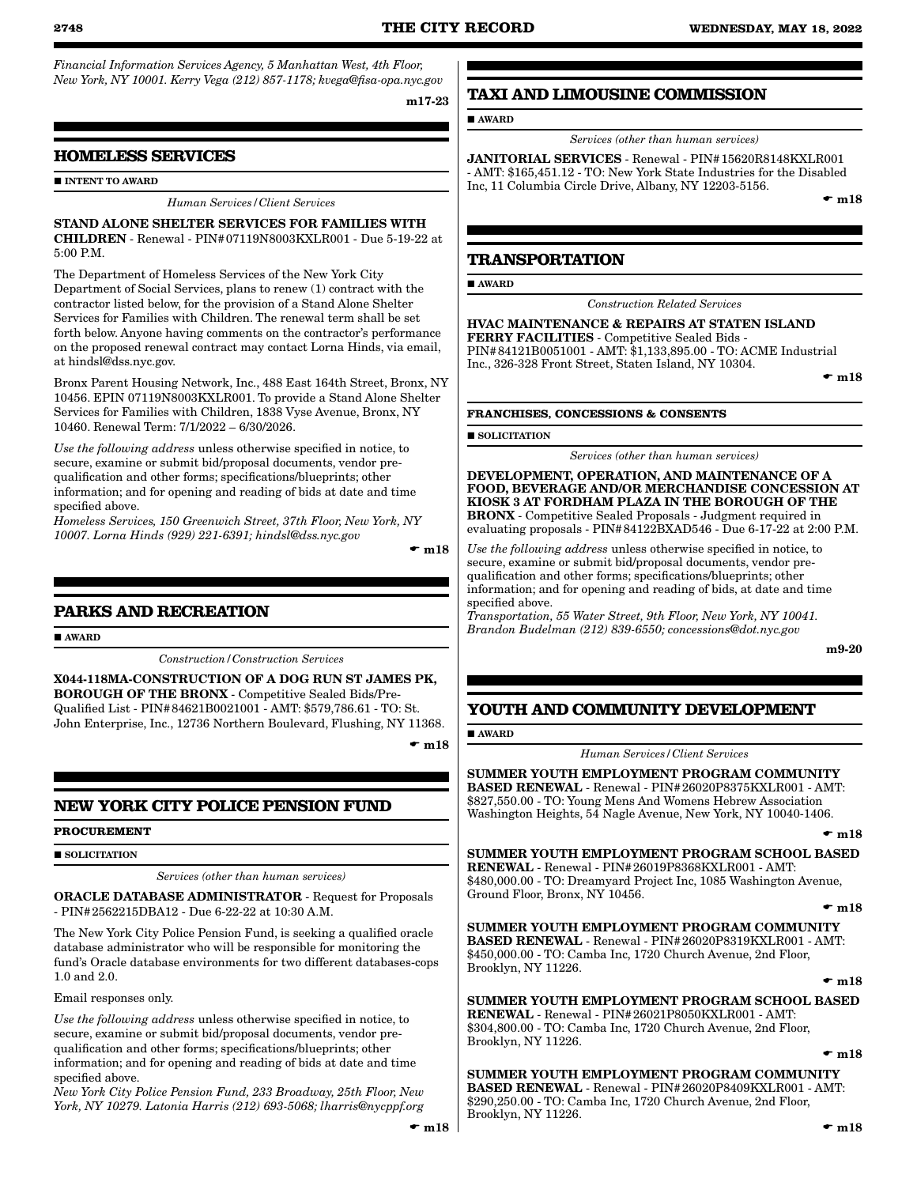*Financial Information Services Agency, 5 Manhattan West, 4th Floor, New York, NY 10001. Kerry Vega (212) 857-1178; kvega@fisa-opa.nyc.gov*

m17-23

## HOMELESS SERVICES

■ **INTENT TO AWARD**

*Human Services/Client Services*

**STAND ALONE SHELTER SERVICES FOR FAMILIES WITH CHILDREN** - Renewal - PIN#07119N8003KXLR001 - Due 5-19-22 at 5:00 P.M.

The Department of Homeless Services of the New York City Department of Social Services, plans to renew (1) contract with the contractor listed below, for the provision of a Stand Alone Shelter Services for Families with Children. The renewal term shall be set forth below. Anyone having comments on the contractor's performance on the proposed renewal contract may contact Lorna Hinds, via email, at hindsl@dss.nyc.gov.

Bronx Parent Housing Network, Inc., 488 East 164th Street, Bronx, NY 10456. EPIN 07119N8003KXLR001. To provide a Stand Alone Shelter Services for Families with Children, 1838 Vyse Avenue, Bronx, NY 10460. Renewal Term: 7/1/2022 – 6/30/2026.

*Use the following address* unless otherwise specified in notice, to secure, examine or submit bid/proposal documents, vendor pre-qualification and other forms; specifications/blueprints; other information; and for opening and reading of bids at date and time specified above.

*Homeless Services, 150 Greenwich Street, 37th Floor, New York, NY 10007. Lorna Hinds (929) 221-6391; hindsl@dss.nyc.gov*

☛ m18

## PARKS AND RECREATION

■ **AWARD**

*Construction/Construction Services*

**X044-118MA-CONSTRUCTION OF A DOG RUN ST JAMES PK, BOROUGH OF THE BRONX** - Competitive Sealed Bids/Pre-Qualified List - PIN#84621B0021001 - AMT: $579,786.61 - TO: St. John Enterprise, Inc., 12736 Northern Boulevard, Flushing, NY 11368.

☛ m18

## NEW YORK CITY POLICE PENSION FUND

**PROCUREMENT**

■ **SOLICITATION**

*Services (other than human services)*

**ORACLE DATABASE ADMINISTRATOR** - Request for Proposals - PIN#2562215DBA12 - Due 6-22-22 at 10:30 A.M.

The New York City Police Pension Fund, is seeking a qualified oracle database administrator who will be responsible for monitoring the fund's Oracle database environments for two different databases-cops 1.0 and 2.0.

Email responses only.

*Use the following address* unless otherwise specified in notice, to secure, examine or submit bid/proposal documents, vendor pre-qualification and other forms; specifications/blueprints; other information; and for opening and reading of bids at date and time specified above.

*New York City Police Pension Fund, 233 Broadway, 25th Floor, New York, NY 10279. Latonia Harris (212) 693-5068; lharris@nycppf.org*

☛ m18

## TAXI AND LIMOUSINE COMMISSION

■ **AWARD**

*Services (other than human services)*

**JANITORIAL SERVICES** - Renewal - PIN#15620R8148KXLR001 - AMT: $165,451.12 - TO: New York State Industries for the Disabled Inc, 11 Columbia Circle Drive, Albany, NY 12203-5156.

☛ m18

## TRANSPORTATION

■ **AWARD**

*Construction Related Services*

**HVAC MAINTENANCE & REPAIRS AT STATEN ISLAND FERRY FACILITIES** - Competitive Sealed Bids - PIN#84121B0051001 - AMT: $1,133,895.00 - TO: ACME Industrial Inc., 326-328 Front Street, Staten Island, NY 10304.

☛ m18

**FRANCHISES, CONCESSIONS & CONSENTS**

■ **SOLICITATION**

*Services (other than human services)*

**DEVELOPMENT, OPERATION, AND MAINTENANCE OF A FOOD, BEVERAGE AND/OR MERCHANDISE CONCESSION AT KIOSK 3 AT FORDHAM PLAZA IN THE BOROUGH OF THE BRONX** - Competitive Sealed Proposals - Judgment required in evaluating proposals - PIN#84122BXAD546 - Due 6-17-22 at 2:00 P.M.

*Use the following address* unless otherwise specified in notice, to secure, examine or submit bid/proposal documents, vendor pre-qualification and other forms; specifications/blueprints; other information; and for opening and reading of bids, at date and time specified above.

*Transportation, 55 Water Street, 9th Floor, New York, NY 10041. Brandon Budelman (212) 839-6550; concessions@dot.nyc.gov*

m9-20

## YOUTH AND COMMUNITY DEVELOPMENT

■ **AWARD**

*Human Services/Client Services*

**SUMMER YOUTH EMPLOYMENT PROGRAM COMMUNITY BASED RENEWAL** - Renewal - PIN#26020P8375KXLR001 - AMT: $827,550.00 - TO: Young Mens And Womens Hebrew Association Washington Heights, 54 Nagle Avenue, New York, NY 10040-1406.

☛ m18

**SUMMER YOUTH EMPLOYMENT PROGRAM SCHOOL BASED RENEWAL** - Renewal - PIN#26019P8368KXLR001 - AMT: $480,000.00 - TO: Dreamyard Project Inc, 1085 Washington Avenue, Ground Floor, Bronx, NY 10456.

☛ m18

**SUMMER YOUTH EMPLOYMENT PROGRAM COMMUNITY BASED RENEWAL** - Renewal - PIN#26020P8319KXLR001 - AMT: $450,000.00 - TO: Camba Inc, 1720 Church Avenue, 2nd Floor, Brooklyn, NY 11226.

☛ m18

**SUMMER YOUTH EMPLOYMENT PROGRAM SCHOOL BASED RENEWAL** - Renewal - PIN#26021P8050KXLR001 - AMT: $304,800.00 - TO: Camba Inc, 1720 Church Avenue, 2nd Floor, Brooklyn, NY 11226.

☛ m18

**SUMMER YOUTH EMPLOYMENT PROGRAM COMMUNITY BASED RENEWAL** - Renewal - PIN#26020P8409KXLR001 - AMT: $290,250.00 - TO: Camba Inc, 1720 Church Avenue, 2nd Floor, Brooklyn, NY 11226.

☛ m18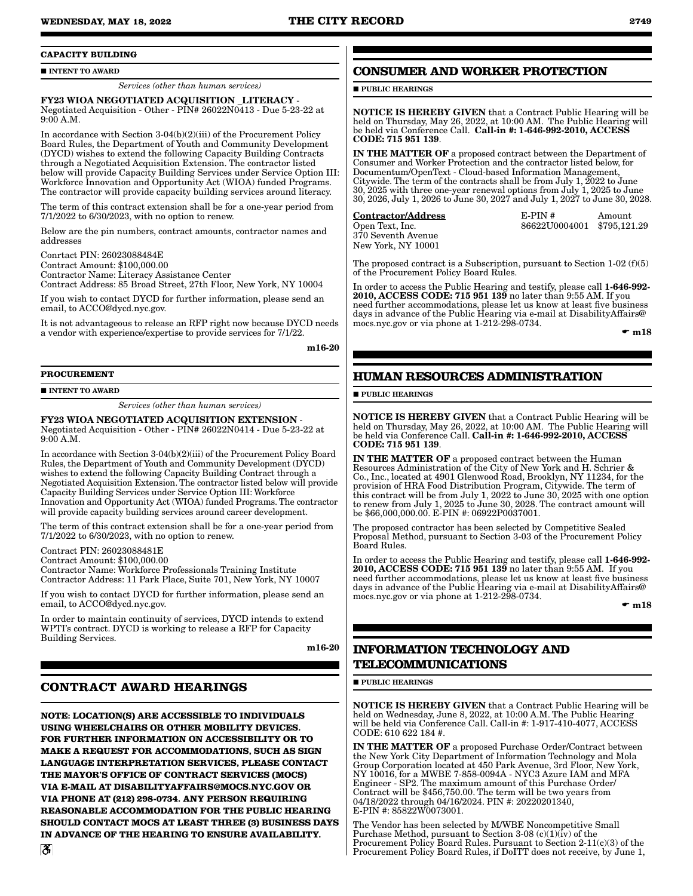### CAPACITY BUILDING

■ **INTENT TO AWARD**

*Services (other than human services)*

**FY23 WIOA NEGOTIATED ACQUISITION _LITERACY** - Negotiated Acquisition - Other - PIN# 26022N0413 - Due 5-23-22 at 9:00 A.M.

In accordance with Section 3-04(b)(2)(iii) of the Procurement Policy Board Rules, the Department of Youth and Community Development (DYCD) wishes to extend the following Capacity Building Contracts through a Negotiated Acquisition Extension. The contractor listed below will provide Capacity Building Services under Service Option III: Workforce Innovation and Opportunity Act (WIOA) funded Programs. The contractor will provide capacity building services around literacy.

The term of this contract extension shall be for a one-year period from 7/1/2022 to 6/30/2023, with no option to renew.

Below are the pin numbers, contract amounts, contractor names and addresses

Conrtact PIN: 26023088484E
Contract Amount: $100,000.00
Contractor Name: Literacy Assistance Center
Contract Address: 85 Broad Street, 27th Floor, New York, NY 10004

If you wish to contact DYCD for further information, please send an email, to ACCO@dycd.nyc.gov.

It is not advantageous to release an RFP right now because DYCD needs a vendor with experience/expertise to provide services for 7/1/22.

**m16-20**

### PROCUREMENT

■ **INTENT TO AWARD**

*Services (other than human services)*

**FY23 WIOA NEGOTIATED ACQUISITION EXTENSION** - Negotiated Acquisition - Other - PIN# 26022N0414 - Due 5-23-22 at 9:00 A.M.

In accordance with Section 3-04(b)(2)(iii) of the Procurement Policy Board Rules, the Department of Youth and Community Development (DYCD) wishes to extend the following Capacity Building Contract through a Negotiated Acquisition Extension. The contractor listed below will provide Capacity Building Services under Service Option III: Workforce Innovation and Opportunity Act (WIOA) funded Programs. The contractor will provide capacity building services around career development.

The term of this contract extension shall be for a one-year period from 7/1/2022 to 6/30/2023, with no option to renew.

Contract PIN: 26023088481E
Contract Amount: $100,000.00
Contractor Name: Workforce Professionals Training Institute
Contractor Address: 11 Park Place, Suite 701, New York, NY 10007

If you wish to contact DYCD for further information, please send an email, to ACCO@dycd.nyc.gov.

In order to maintain continuity of services, DYCD intends to extend WPTI's contract. DYCD is working to release a RFP for Capacity Building Services.

**m16-20**

## CONTRACT AWARD HEARINGS

**NOTE: LOCATION(S) ARE ACCESSIBLE TO INDIVIDUALS USING WHEELCHAIRS OR OTHER MOBILITY DEVICES. FOR FURTHER INFORMATION ON ACCESSIBILITY OR TO MAKE A REQUEST FOR ACCOMMODATIONS, SUCH AS SIGN LANGUAGE INTERPRETATION SERVICES, PLEASE CONTACT THE MAYOR'S OFFICE OF CONTRACT SERVICES (MOCS) VIA E-MAIL AT DISABILITYAFFAIRS@MOCS.NYC.GOV OR VIA PHONE AT (212) 298-0734. ANY PERSON REQUIRING REASONABLE ACCOMMODATION FOR THE PUBLIC HEARING SHOULD CONTACT MOCS AT LEAST THREE (3) BUSINESS DAYS IN ADVANCE OF THE HEARING TO ENSURE AVAILABILITY.**

## CONSUMER AND WORKER PROTECTION

■ **PUBLIC HEARINGS**

**NOTICE IS HEREBY GIVEN** that a Contract Public Hearing will be held on Thursday, May 26, 2022, at 10:00 AM. The Public Hearing will be held via Conference Call. **Call-in #: 1-646-992-2010, ACCESS CODE: 715 951 139**.

**IN THE MATTER OF** a proposed contract between the Department of Consumer and Worker Protection and the contractor listed below, for Documentum/OpenText - Cloud-based Information Management, Citywide. The term of the contracts shall be from July 1, 2022 to June 30, 2025 with three one-year renewal options from July 1, 2025 to June 30, 2026, July 1, 2026 to June 30, 2027 and July 1, 2027 to June 30, 2028.

| Contractor/Address | E-PIN # | Amount |
|---|---|---|
| Open Text, Inc. 370 Seventh Avenue New York, NY 10001 | 86622U0004001 | $795,121.29 |

The proposed contract is a Subscription, pursuant to Section 1-02 (f)(5) of the Procurement Policy Board Rules.

In order to access the Public Hearing and testify, please call **1-646-992-2010, ACCESS CODE: 715 951 139** no later than 9:55 AM. If you need further accommodations, please let us know at least five business days in advance of the Public Hearing via e-mail at DisabilityAffairs@mocs.nyc.gov or via phone at 1-212-298-0734.

**☛ m18**

## HUMAN RESOURCES ADMINISTRATION

■ **PUBLIC HEARINGS**

**NOTICE IS HEREBY GIVEN** that a Contract Public Hearing will be held on Thursday, May 26, 2022, at 10:00 AM. The Public Hearing will be held via Conference Call. **Call-in #: 1-646-992-2010, ACCESS CODE: 715 951 139**.

**IN THE MATTER OF** a proposed contract between the Human Resources Administration of the City of New York and H. Schrier & Co., Inc., located at 4901 Glenwood Road, Brooklyn, NY 11234, for the provision of HRA Food Distribution Program, Citywide. The term of this contract will be from July 1, 2022 to June 30, 2025 with one option to renew from July 1, 2025 to June 30, 2028. The contract amount will be $66,000,000.00. E-PIN #: 06922P0037001.

The proposed contractor has been selected by Competitive Sealed Proposal Method, pursuant to Section 3-03 of the Procurement Policy Board Rules.

In order to access the Public Hearing and testify, please call **1-646-992-2010, ACCESS CODE: 715 951 139** no later than 9:55 AM. If you need further accommodations, please let us know at least five business days in advance of the Public Hearing via e-mail at DisabilityAffairs@mocs.nyc.gov or via phone at 1-212-298-0734.

**☛ m18**

## INFORMATION TECHNOLOGY AND TELECOMMUNICATIONS

■ **PUBLIC HEARINGS**

**NOTICE IS HEREBY GIVEN** that a Contract Public Hearing will be held on Wednesday, June 8, 2022, at 10:00 A.M. The Public Hearing will be held via Conference Call. Call-in #: 1-917-410-4077, ACCESS CODE: 610 622 184 #.

**IN THE MATTER OF** a proposed Purchase Order/Contract between the New York City Department of Information Technology and Mola Group Corporation located at 450 Park Avenue, 3rd Floor, New York, NY 10016, for a MWBE 7-858-0094A - NYC3 Azure IAM and MFA Engineer - SP2. The maximum amount of this Purchase Order/Contract will be $456,750.00. The term will be two years from 04/18/2022 through 04/16/2024. PIN #: 20220201340, E-PIN #: 85822W0073001.

The Vendor has been selected by M/WBE Noncompetitive Small Purchase Method, pursuant to Section 3-08 (c)(1)(iv) of the Procurement Policy Board Rules. Pursuant to Section 2-11(c)(3) of the Procurement Policy Board Rules, if DoITT does not receive, by June 1,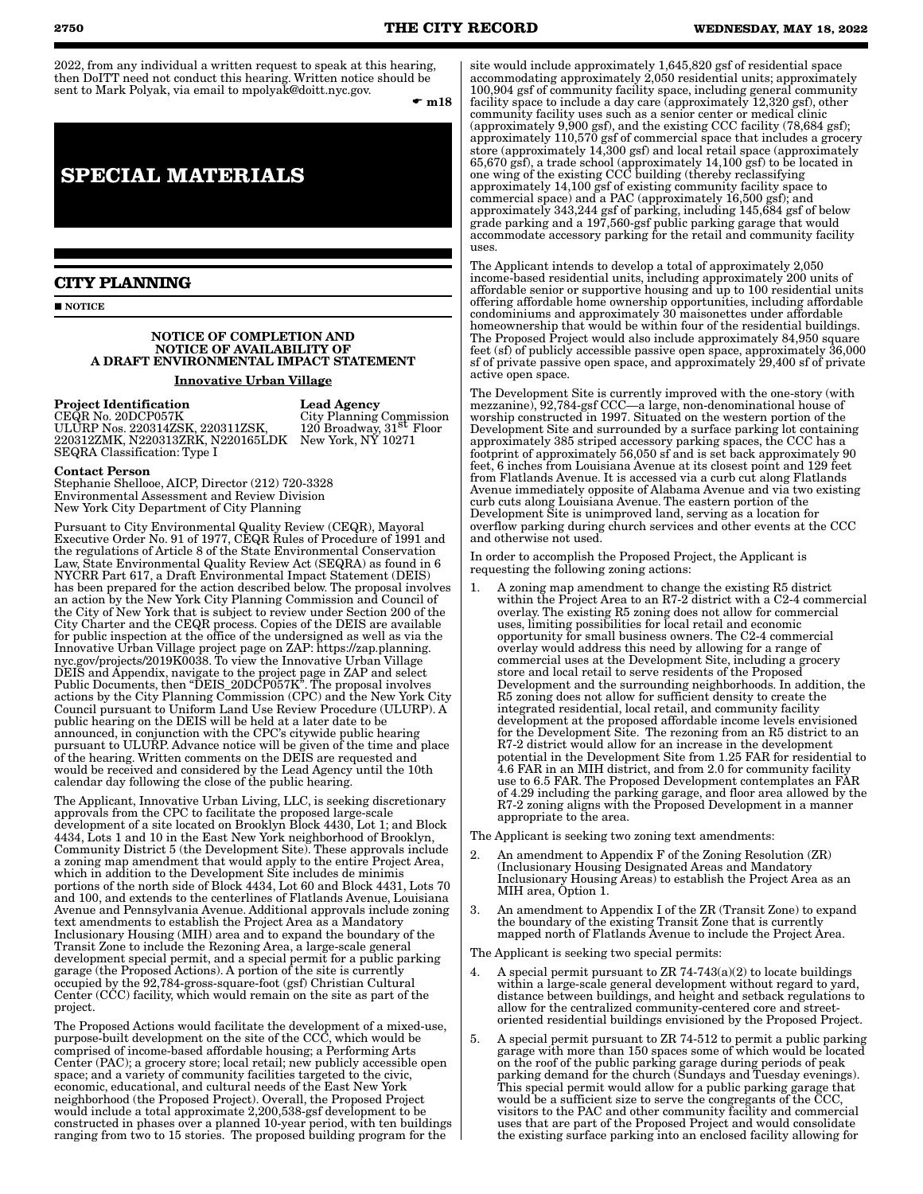2022, from any individual a written request to speak at this hearing, then DoITT need not conduct this hearing. Written notice should be sent to Mark Polyak, via email to mpolyak@doitt.nyc.gov.

☛ m18

# SPECIAL MATERIALS

## CITY PLANNING

■ NOTICE

### NOTICE OF COMPLETION AND NOTICE OF AVAILABILITY OF A DRAFT ENVIRONMENTAL IMPACT STATEMENT

Innovative Urban Village

**Project Identification**
CEQR No. 20DCP057K
ULURP Nos. 220314ZSK, 220311ZSK, 220312ZMK, N220313ZRK, N220165LDK
SEQRA Classification: Type I

**Lead Agency**
City Planning Commission
120 Broadway, 31st Floor
New York, NY 10271

**Contact Person**
Stephanie Shellooe, AICP, Director (212) 720-3328
Environmental Assessment and Review Division
New York City Department of City Planning

Pursuant to City Environmental Quality Review (CEQR), Mayoral Executive Order No. 91 of 1977, CEQR Rules of Procedure of 1991 and the regulations of Article 8 of the State Environmental Conservation Law, State Environmental Quality Review Act (SEQRA) as found in 6 NYCRR Part 617, a Draft Environmental Impact Statement (DEIS) has been prepared for the action described below. The proposal involves an action by the New York City Planning Commission and Council of the City of New York that is subject to review under Section 200 of the City Charter and the CEQR process. Copies of the DEIS are available for public inspection at the office of the undersigned as well as via the Innovative Urban Village project page on ZAP: https://zap.planning.nyc.gov/projects/2019K0038. To view the Innovative Urban Village DEIS and Appendix, navigate to the project page in ZAP and select Public Documents, then "DEIS_20DCP057K". The proposal involves actions by the City Planning Commission (CPC) and the New York City Council pursuant to Uniform Land Use Review Procedure (ULURP). A public hearing on the DEIS will be held at a later date to be announced, in conjunction with the CPC's citywide public hearing pursuant to ULURP. Advance notice will be given of the time and place of the hearing. Written comments on the DEIS are requested and would be received and considered by the Lead Agency until the 10th calendar day following the close of the public hearing.

The Applicant, Innovative Urban Living, LLC, is seeking discretionary approvals from the CPC to facilitate the proposed large-scale development of a site located on Brooklyn Block 4430, Lot 1; and Block 4434, Lots 1 and 10 in the East New York neighborhood of Brooklyn, Community District 5 (the Development Site). These approvals include a zoning map amendment that would apply to the entire Project Area, which in addition to the Development Site includes de minimis portions of the north side of Block 4434, Lot 60 and Block 4431, Lots 70 and 100, and extends to the centerlines of Flatlands Avenue, Louisiana Avenue and Pennsylvania Avenue. Additional approvals include zoning text amendments to establish the Project Area as a Mandatory Inclusionary Housing (MIH) area and to expand the boundary of the Transit Zone to include the Rezoning Area, a large-scale general development special permit, and a special permit for a public parking garage (the Proposed Actions). A portion of the site is currently occupied by the 92,784-gross-square-foot (gsf) Christian Cultural Center (CCC) facility, which would remain on the site as part of the project.

The Proposed Actions would facilitate the development of a mixed-use, purpose-built development on the site of the CCC, which would be comprised of income-based affordable housing; a Performing Arts Center (PAC); a grocery store; local retail; new publicly accessible open space; and a variety of community facilities targeted to the civic, economic, educational, and cultural needs of the East New York neighborhood (the Proposed Project). Overall, the Proposed Project would include a total approximate 2,200,538-gsf development to be constructed in phases over a planned 10-year period, with ten buildings ranging from two to 15 stories. The proposed building program for the site would include approximately 1,645,820 gsf of residential space accommodating approximately 2,050 residential units; approximately 100,904 gsf of community facility space, including general community facility space to include a day care (approximately 12,320 gsf), other community facility uses such as a senior center or medical clinic (approximately 9,900 gsf), and the existing CCC facility (78,684 gsf); approximately 110,570 gsf of commercial space that includes a grocery store (approximately 14,300 gsf) and local retail space (approximately 65,670 gsf), a trade school (approximately 14,100 gsf) to be located in one wing of the existing CCC building (thereby reclassifying approximately 14,100 gsf of existing community facility space to commercial space) and a PAC (approximately 16,500 gsf); and approximately 343,244 gsf of parking, including 145,684 gsf of below grade parking and a 197,560-gsf public parking garage that would accommodate accessory parking for the retail and community facility uses.

The Applicant intends to develop a total of approximately 2,050 income-based residential units, including approximately 200 units of affordable senior or supportive housing and up to 100 residential units offering affordable home ownership opportunities, including affordable condominiums and approximately 30 maisonettes under affordable homeownership that would be within four of the residential buildings. The Proposed Project would also include approximately 84,950 square feet (sf) of publicly accessible passive open space, approximately 36,000 sf of private passive open space, and approximately 29,400 sf of private active open space.

The Development Site is currently improved with the one-story (with mezzanine), 92,784-gsf CCC—a large, non-denominational house of worship constructed in 1997. Situated on the western portion of the Development Site and surrounded by a surface parking lot containing approximately 385 striped accessory parking spaces, the CCC has a footprint of approximately 56,050 sf and is set back approximately 90 feet, 6 inches from Louisiana Avenue at its closest point and 129 feet from Flatlands Avenue. It is accessed via a curb cut along Flatlands Avenue immediately opposite of Alabama Avenue and via two existing curb cuts along Louisiana Avenue. The eastern portion of the Development Site is unimproved land, serving as a location for overflow parking during church services and other events at the CCC and otherwise not used.

In order to accomplish the Proposed Project, the Applicant is requesting the following zoning actions:

1. A zoning map amendment to change the existing R5 district within the Project Area to an R7-2 district with a C2-4 commercial overlay. The existing R5 zoning does not allow for commercial uses, limiting possibilities for local retail and economic opportunity for small business owners. The C2-4 commercial overlay would address this need by allowing for a range of commercial uses at the Development Site, including a grocery store and local retail to serve residents of the Proposed Development and the surrounding neighborhoods. In addition, the R5 zoning does not allow for sufficient density to create the integrated residential, local retail, and community facility development at the proposed affordable income levels envisioned for the Development Site. The rezoning from an R5 district to an R7-2 district would allow for an increase in the development potential in the Development Site from 1.25 FAR for residential to 4.6 FAR in an MIH district, and from 2.0 for community facility use to 6.5 FAR. The Proposed Development contemplates an FAR of 4.29 including the parking garage, and floor area allowed by the R7-2 zoning aligns with the Proposed Development in a manner appropriate to the area.

The Applicant is seeking two zoning text amendments:

2. An amendment to Appendix F of the Zoning Resolution (ZR) (Inclusionary Housing Designated Areas and Mandatory Inclusionary Housing Areas) to establish the Project Area as an MIH area, Option 1.
3. An amendment to Appendix I of the ZR (Transit Zone) to expand the boundary of the existing Transit Zone that is currently mapped north of Flatlands Avenue to include the Project Area.

The Applicant is seeking two special permits:

4. A special permit pursuant to ZR 74-743(a)(2) to locate buildings within a large-scale general development without regard to yard, distance between buildings, and height and setback regulations to allow for the centralized community-centered core and street-oriented residential buildings envisioned by the Proposed Project.
5. A special permit pursuant to ZR 74-512 to permit a public parking garage with more than 150 spaces some of which would be located on the roof of the public parking garage during periods of peak parking demand for the church (Sundays and Tuesday evenings). This special permit would allow for a public parking garage that would be a sufficient size to serve the congregants of the CCC, visitors to the PAC and other community facility and commercial uses that are part of the Proposed Project and would consolidate the existing surface parking into an enclosed facility allowing for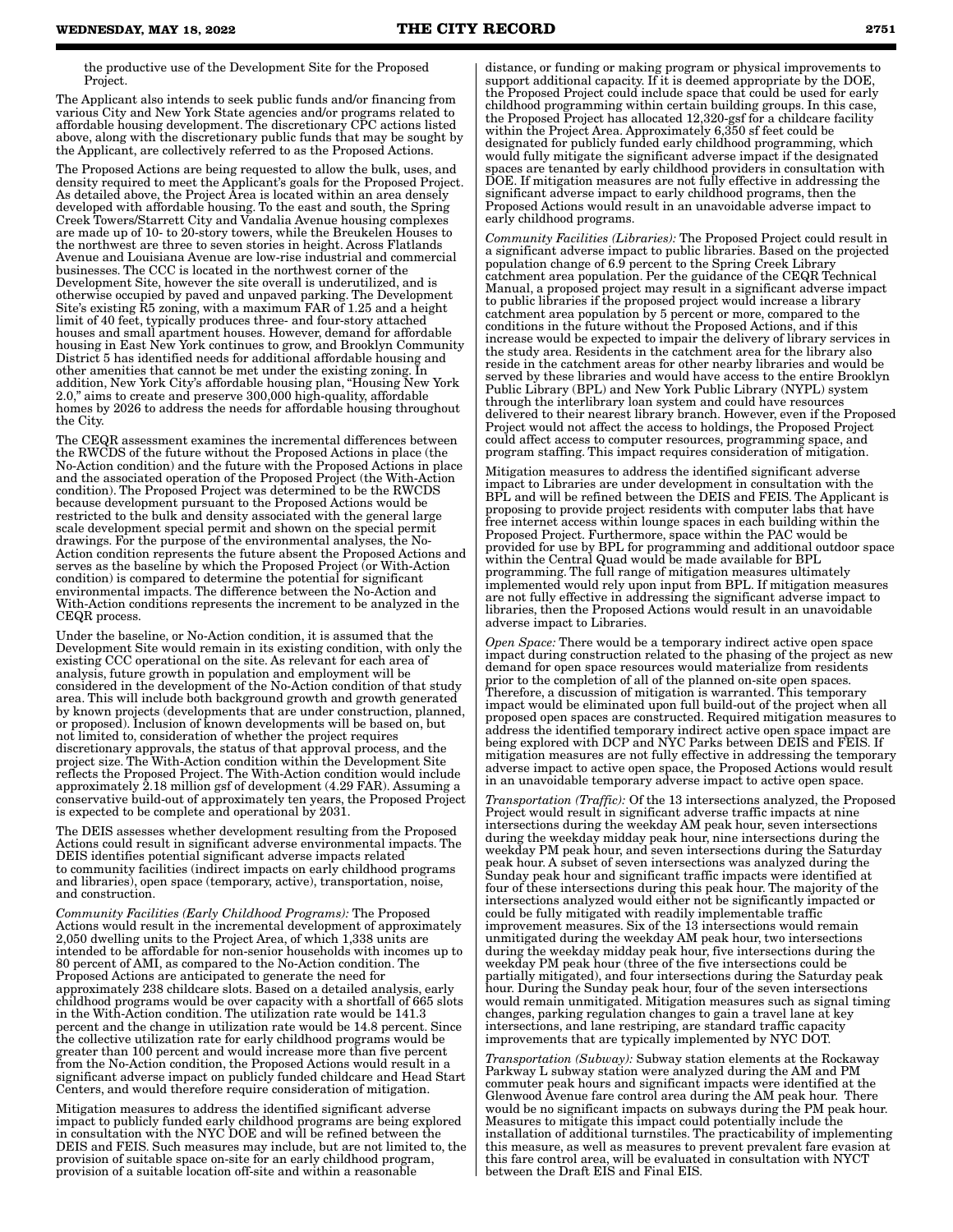the productive use of the Development Site for the Proposed Project.

The Applicant also intends to seek public funds and/or financing from various City and New York State agencies and/or programs related to affordable housing development. The discretionary CPC actions listed above, along with the discretionary public funds that may be sought by the Applicant, are collectively referred to as the Proposed Actions.

The Proposed Actions are being requested to allow the bulk, uses, and density required to meet the Applicant's goals for the Proposed Project. As detailed above, the Project Area is located within an area densely developed with affordable housing. To the east and south, the Spring Creek Towers/Starrett City and Vandalia Avenue housing complexes are made up of 10- to 20-story towers, while the Breukelen Houses to the northwest are three to seven stories in height. Across Flatlands Avenue and Louisiana Avenue are low-rise industrial and commercial businesses. The CCC is located in the northwest corner of the Development Site, however the site overall is underutilized, and is otherwise occupied by paved and unpaved parking. The Development Site's existing R5 zoning, with a maximum FAR of 1.25 and a height limit of 40 feet, typically produces three- and four-story attached houses and small apartment houses. However, demand for affordable housing in East New York continues to grow, and Brooklyn Community District 5 has identified needs for additional affordable housing and other amenities that cannot be met under the existing zoning. In addition, New York City's affordable housing plan, "Housing New York 2.0," aims to create and preserve 300,000 high-quality, affordable homes by 2026 to address the needs for affordable housing throughout the City.

The CEQR assessment examines the incremental differences between the RWCDS of the future without the Proposed Actions in place (the No-Action condition) and the future with the Proposed Actions in place and the associated operation of the Proposed Project (the With-Action condition). The Proposed Project was determined to be the RWCDS because development pursuant to the Proposed Actions would be restricted to the bulk and density associated with the general large scale development special permit and shown on the special permit drawings. For the purpose of the environmental analyses, the No-Action condition represents the future absent the Proposed Actions and serves as the baseline by which the Proposed Project (or With-Action condition) is compared to determine the potential for significant environmental impacts. The difference between the No-Action and With-Action conditions represents the increment to be analyzed in the CEQR process.

Under the baseline, or No-Action condition, it is assumed that the Development Site would remain in its existing condition, with only the existing CCC operational on the site. As relevant for each area of analysis, future growth in population and employment will be considered in the development of the No-Action condition of that study area. This will include both background growth and growth generated by known projects (developments that are under construction, planned, or proposed). Inclusion of known developments will be based on, but not limited to, consideration of whether the project requires discretionary approvals, the status of that approval process, and the project size. The With-Action condition within the Development Site reflects the Proposed Project. The With-Action condition would include approximately 2.18 million gsf of development (4.29 FAR). Assuming a conservative build-out of approximately ten years, the Proposed Project is expected to be complete and operational by 2031.

The DEIS assesses whether development resulting from the Proposed Actions could result in significant adverse environmental impacts. The DEIS identifies potential significant adverse impacts related to community facilities (indirect impacts on early childhood programs and libraries), open space (temporary, active), transportation, noise, and construction.

*Community Facilities (Early Childhood Programs):* The Proposed Actions would result in the incremental development of approximately 2,050 dwelling units to the Project Area, of which 1,338 units are intended to be affordable for non-senior households with incomes up to 80 percent of AMI, as compared to the No-Action condition. The Proposed Actions are anticipated to generate the need for approximately 238 childcare slots. Based on a detailed analysis, early childhood programs would be over capacity with a shortfall of 665 slots in the With-Action condition. The utilization rate would be 141.3 percent and the change in utilization rate would be 14.8 percent. Since the collective utilization rate for early childhood programs would be greater than 100 percent and would increase more than five percent from the No-Action condition, the Proposed Actions would result in a significant adverse impact on publicly funded childcare and Head Start Centers, and would therefore require consideration of mitigation.

Mitigation measures to address the identified significant adverse impact to publicly funded early childhood programs are being explored in consultation with the NYC DOE and will be refined between the DEIS and FEIS. Such measures may include, but are not limited to, the provision of suitable space on-site for an early childhood program, provision of a suitable location off-site and within a reasonable distance, or funding or making program or physical improvements to support additional capacity. If it is deemed appropriate by the DOE, the Proposed Project could include space that could be used for early childhood programming within certain building groups. In this case, the Proposed Project has allocated 12,320-gsf for a childcare facility within the Project Area. Approximately 6,350 sf feet could be designated for publicly funded early childhood programming, which would fully mitigate the significant adverse impact if the designated spaces are tenanted by early childhood providers in consultation with DOE. If mitigation measures are not fully effective in addressing the significant adverse impact to early childhood programs, then the Proposed Actions would result in an unavoidable adverse impact to early childhood programs.

*Community Facilities (Libraries):* The Proposed Project could result in a significant adverse impact to public libraries. Based on the projected population change of 6.9 percent to the Spring Creek Library catchment area population. Per the guidance of the CEQR Technical Manual, a proposed project may result in a significant adverse impact to public libraries if the proposed project would increase a library catchment area population by 5 percent or more, compared to the conditions in the future without the Proposed Actions, and if this increase would be expected to impair the delivery of library services in the study area. Residents in the catchment area for the library also reside in the catchment areas for other nearby libraries and would be served by these libraries and would have access to the entire Brooklyn Public Library (BPL) and New York Public Library (NYPL) system through the interlibrary loan system and could have resources delivered to their nearest library branch. However, even if the Proposed Project would not affect the access to holdings, the Proposed Project could affect access to computer resources, programming space, and program staffing. This impact requires consideration of mitigation.

Mitigation measures to address the identified significant adverse impact to Libraries are under development in consultation with the BPL and will be refined between the DEIS and FEIS. The Applicant is proposing to provide project residents with computer labs that have free internet access within lounge spaces in each building within the Proposed Project. Furthermore, space within the PAC would be provided for use by BPL for programming and additional outdoor space within the Central Quad would be made available for BPL programming. The full range of mitigation measures ultimately implemented would rely upon input from BPL. If mitigation measures are not fully effective in addressing the significant adverse impact to libraries, then the Proposed Actions would result in an unavoidable adverse impact to Libraries.

*Open Space:* There would be a temporary indirect active open space impact during construction related to the phasing of the project as new demand for open space resources would materialize from residents prior to the completion of all of the planned on-site open spaces. Therefore, a discussion of mitigation is warranted. This temporary impact would be eliminated upon full build-out of the project when all proposed open spaces are constructed. Required mitigation measures to address the identified temporary indirect active open space impact are being explored with DCP and NYC Parks between DEIS and FEIS. If mitigation measures are not fully effective in addressing the temporary adverse impact to active open space, the Proposed Actions would result in an unavoidable temporary adverse impact to active open space.

*Transportation (Traffic):* Of the 13 intersections analyzed, the Proposed Project would result in significant adverse traffic impacts at nine intersections during the weekday AM peak hour, seven intersections during the weekday midday peak hour, nine intersections during the weekday PM peak hour, and seven intersections during the Saturday peak hour. A subset of seven intersections was analyzed during the Sunday peak hour and significant traffic impacts were identified at four of these intersections during this peak hour. The majority of the intersections analyzed would either not be significantly impacted or could be fully mitigated with readily implementable traffic improvement measures. Six of the 13 intersections would remain unmitigated during the weekday AM peak hour, two intersections during the weekday midday peak hour, five intersections during the weekday PM peak hour (three of the five intersections could be partially mitigated), and four intersections during the Saturday peak hour. During the Sunday peak hour, four of the seven intersections would remain unmitigated. Mitigation measures such as signal timing changes, parking regulation changes to gain a travel lane at key intersections, and lane restriping, are standard traffic capacity improvements that are typically implemented by NYC DOT.

*Transportation (Subway):* Subway station elements at the Rockaway Parkway L subway station were analyzed during the AM and PM commuter peak hours and significant impacts were identified at the Glenwood Avenue fare control area during the AM peak hour. There would be no significant impacts on subways during the PM peak hour. Measures to mitigate this impact could potentially include the installation of additional turnstiles. The practicability of implementing this measure, as well as measures to prevent prevalent fare evasion at this fare control area, will be evaluated in consultation with NYCT between the Draft EIS and Final EIS.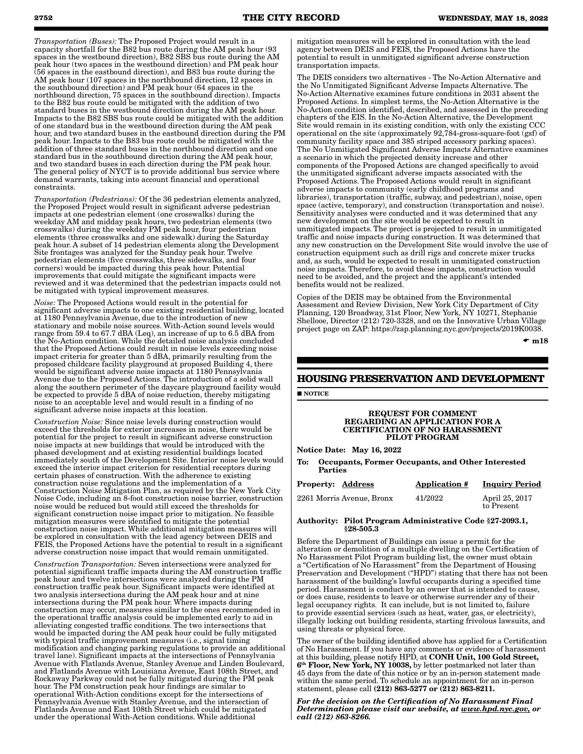*Transportation (Buses):* The Proposed Project would result in a capacity shortfall for the B82 bus route during the AM peak hour (93 spaces in the westbound direction), B82 SBS bus route during the AM peak hour (two spaces in the westbound direction) and PM peak hour (56 spaces in the eastbound direction), and B83 bus route during the AM peak hour (107 spaces in the northbound direction, 12 spaces in the southbound direction) and PM peak hour (64 spaces in the northbound direction, 75 spaces in the southbound direction). Impacts to the B82 bus route could be mitigated with the addition of two standard buses in the westbound direction during the AM peak hour. Impacts to the B82 SBS bus route could be mitigated with the addition of one standard bus in the westbound direction during the AM peak hour, and two standard buses in the eastbound direction during the PM peak hour. Impacts to the B83 bus route could be mitigated with the addition of three standard buses in the northbound direction and one standard bus in the southbound direction during the AM peak hour, and two standard buses in each direction during the PM peak hour. The general policy of NYCT is to provide additional bus service where demand warrants, taking into account financial and operational constraints.

*Transportation (Pedestrians):* Of the 36 pedestrian elements analyzed, the Proposed Project would result in significant adverse pedestrian impacts at one pedestrian element (one crosswalks) during the weekday AM and midday peak hours, two pedestrian elements (two crosswalks) during the weekday PM peak hour, four pedestrian elements (three crosswalks and one sidewalk) during the Saturday peak hour. A subset of 14 pedestrian elements along the Development Site frontages was analyzed for the Sunday peak hour. Twelve pedestrian elements (five crosswalks, three sidewalks, and four corners) would be impacted during this peak hour. Potential improvements that could mitigate the significant impacts were reviewed and it was determined that the pedestrian impacts could not be mitigated with typical improvement measures.

*Noise:* The Proposed Actions would result in the potential for significant adverse impacts to one existing residential building, located at 1180 Pennsylvania Avenue, due to the introduction of new stationary and mobile noise sources. With-Action sound levels would range from 59.4 to 67.7 dBA (Leq), an increase of up to 6.5 dBA from the No-Action condition. While the detailed noise analysis concluded that the Proposed Actions could result in noise levels exceeding noise impact criteria for greater than 5 dBA, primarily resulting from the proposed childcare facility playground at proposed Building 4, there would be significant adverse noise impacts at 1180 Pennsylvania Avenue due to the Proposed Actions. The introduction of a solid wall along the southern perimeter of the daycare playground facility would be expected to provide 5 dBA of noise reduction, thereby mitigating noise to an acceptable level and would result in a finding of no significant adverse noise impacts at this location.

*Construction Noise:* Since noise levels during construction would exceed the thresholds for exterior increases in noise, there would be potential for the project to result in significant adverse construction noise impacts at new buildings that would be introduced with the phased development and at existing residential buildings located immediately south of the Development Site. Interior noise levels would exceed the interior impact criterion for residential receptors during certain phases of construction. With the adherence to existing construction noise regulations and the implementation of a Construction Noise Mitigation Plan, as required by the New York City Noise Code, including an 8-foot construction noise barrier, construction noise would be reduced but would still exceed the thresholds for significant construction noise impact prior to mitigation. No feasible mitigation measures were identified to mitigate the potential construction noise impact. While additional mitigation measures will be explored in consultation with the lead agency between DEIS and FEIS, the Proposed Actions have the potential to result in a significant adverse construction noise impact that would remain unmitigated.

*Construction Transportation:* Seven intersections were analyzed for potential significant traffic impacts during the AM construction traffic peak hour and twelve intersections were analyzed during the PM construction traffic peak hour. Significant impacts were identified at two analysis intersections during the AM peak hour and at nine intersections during the PM peak hour. Where impacts during construction may occur, measures similar to the ones recommended in the operational traffic analysis could be implemented early to aid in alleviating congested traffic conditions. The two intersections that would be impacted during the AM peak hour could be fully mitigated with typical traffic improvement measures (i.e., signal timing modification and changing parking regulations to provide an additional travel lane). Significant impacts at the intersections of Pennsylvania Avenue with Flatlands Avenue, Stanley Avenue and Linden Boulevard, and Flatlands Avenue with Louisiana Avenue, East 108th Street, and Rockaway Parkway could not be fully mitigated during the PM peak hour. The PM construction peak hour findings are similar to operational With-Action conditions except for the intersections of Pennsylvania Avenue with Stanley Avenue, and the intersection of Flatlands Avenue and East 108th Street which could be mitigated under the operational With-Action conditions. While additional mitigation measures will be explored in consultation with the lead agency between DEIS and FEIS, the Proposed Actions have the potential to result in unmitigated significant adverse construction transportation impacts.

The DEIS considers two alternatives - The No-Action Alternative and the No Unmitigated Significant Adverse Impacts Alternative. The No-Action Alternative examines future conditions in 2031 absent the Proposed Actions. In simplest terms, the No-Action Alternative is the No-Action condition identified, described, and assessed in the preceding chapters of the EIS. In the No-Action Alternative, the Development Site would remain in its existing condition, with only the existing CCC operational on the site (approximately 92,784-gross-square-foot (gsf) of community facility space and 385 striped accessory parking spaces). The No Unmitigated Significant Adverse Impacts Alternative examines a scenario in which the projected density increase and other components of the Proposed Actions are changed specifically to avoid the unmitigated significant adverse impacts associated with the Proposed Actions. The Proposed Actions would result in significant adverse impacts to community (early childhood programs and libraries), transportation (traffic, subway, and pedestrian), noise, open space (active, temporary), and construction (transportation and noise). Sensitivity analyses were conducted and it was determined that any new development on the site would be expected to result in unmitigated impacts. The project is projected to result in unmitigated traffic and noise impacts during construction. It was determined that any new construction on the Development Site would involve the use of construction equipment such as drill rigs and concrete mixer trucks and, as such, would be expected to result in unmitigated construction noise impacts. Therefore, to avoid these impacts, construction would need to be avoided, and the project and the applicant's intended benefits would not be realized.

Copies of the DEIS may be obtained from the Environmental Assessment and Review Division, New York City Department of City Planning, 120 Broadway, 31st Floor, New York, NY 10271, Stephanie Shellooe, Director (212) 720-3328, and on the Innovative Urban Village project page on ZAP: https://zap.planning.nyc.gov/projects/2019K0038.

☛ **m18**

## HOUSING PRESERVATION AND DEVELOPMENT

■ **NOTICE**

**REQUEST FOR COMMENT REGARDING AN APPLICATION FOR A CERTIFICATION OF NO HARASSMENT PILOT PROGRAM**

**Notice Date: May 16, 2022**

**To: Occupants, Former Occupants, and Other Interested Parties**

| Property: Address | Application # | Inquiry Period |
|---|---|---|
| 2261 Morris Avenue, Bronx | 41/2022 | April 25, 2017 to Present |

**Authority: Pilot Program Administrative Code §27-2093.1, §28-505.3**

Before the Department of Buildings can issue a permit for the alteration or demolition of a multiple dwelling on the Certification of No Harassment Pilot Program building list, the owner must obtain a "Certification of No Harassment" from the Department of Housing Preservation and Development ("HPD") stating that there has not been harassment of the building's lawful occupants during a specified time period. Harassment is conduct by an owner that is intended to cause, or does cause, residents to leave or otherwise surrender any of their legal occupancy rights. It can include, but is not limited to, failure to provide essential services (such as heat, water, gas, or electricity), illegally locking out building residents, starting frivolous lawsuits, and using threats or physical force.

The owner of the building identified above has applied for a Certification of No Harassment. If you have any comments or evidence of harassment at this building, please notify HPD, at **CONH Unit, 100 Gold Street, 6th Floor, New York, NY 10038,** by letter postmarked not later than 45 days from the date of this notice or by an in-person statement made within the same period. To schedule an appointment for an in-person statement, please call **(212) 863-5277 or (212) 863-8211.**

***For the decision on the Certification of No Harassment Final Determination please visit our website, at www.hpd.nyc.gov, or call (212) 863-8266.***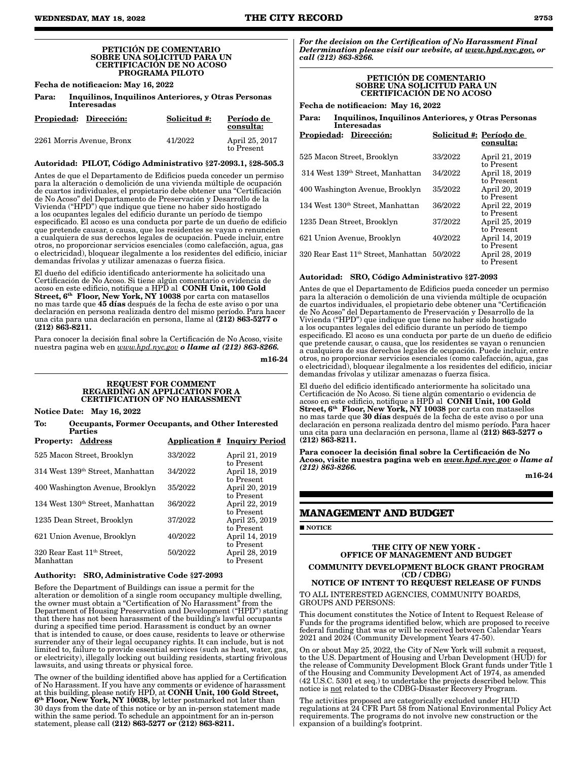### PETICIÓN DE COMENTARIO SOBRE UNA SOLICITUD PARA UN CERTIFICACIÓN DE NO ACOSO PROGRAMA PILOTO

**Fecha de notificacion: May 16, 2022**

**Para: Inquilinos, Inquilinos Anteriores, y Otras Personas Interesadas**

| Propiedad: Dirección: | Solicitud #: | Período de consulta: |
|---|---|---|
| 2261 Morris Avenue, Bronx | 41/2022 | April 25, 2017 to Present |

**Autoridad: PILOT, Código Administrativo §27-2093.1, §28-505.3**

Antes de que el Departamento de Edificios pueda conceder un permiso para la alteración o demolición de una vivienda múltiple de ocupación de cuartos individuales, el propietario debe obtener una "Certificación de No Acoso" del Departamento de Preservación y Desarrollo de la Vivienda ("HPD") que indique que tiene no haber sido hostigado a los ocupantes legales del edificio durante un período de tiempo especificado. El acoso es una conducta por parte de un dueño de edificio que pretende causar, o causa, que los residentes se vayan o renuncien a cualquiera de sus derechos legales de ocupación. Puede incluir, entre otros, no proporcionar servicios esenciales (como calefacción, agua, gas o electricidad), bloquear ilegalmente a los residentes del edificio, iniciar demandas frívolas y utilizar amenazas o fuerza física.

El dueño del edificio identificado anteriormente ha solicitado una Certificación de No Acoso. Si tiene algún comentario o evidencia de acoso en este edificio, notifique a HPD al **CONH Unit, 100 Gold Street, 6th Floor, New York, NY 10038** por carta con matasellos no mas tarde que **45 días** después de la fecha de este aviso o por una declaración en persona realizada dentro del mismo período. Para hacer una cita para una declaración en persona, llame al **(212) 863-5277 o (212) 863-8211.**

Para conocer la decisión final sobre la Certificación de No Acoso, visite nuestra pagina web en *www.hpd.nyc.gov* ***o llame al (212) 863-8266.***

**m16-24**

### REQUEST FOR COMMENT REGARDING AN APPLICATION FOR A CERTIFICATION OF NO HARASSMENT

**Notice Date: May 16, 2022**

**To: Occupants, Former Occupants, and Other Interested Parties**

| Property: Address | Application # | Inquiry Period |
|---|---|---|
| 525 Macon Street, Brooklyn | 33/2022 | April 21, 2019 to Present |
| 314 West 139th Street, Manhattan | 34/2022 | April 18, 2019 to Present |
| 400 Washington Avenue, Brooklyn | 35/2022 | April 20, 2019 to Present |
| 134 West 130th Street, Manhattan | 36/2022 | April 22, 2019 to Present |
| 1235 Dean Street, Brooklyn | 37/2022 | April 25, 2019 to Present |
| 621 Union Avenue, Brooklyn | 40/2022 | April 14, 2019 to Present |
| 320 Rear East 11th Street, Manhattan | 50/2022 | April 28, 2019 to Present |

**Authority: SRO, Administrative Code §27-2093**

Before the Department of Buildings can issue a permit for the alteration or demolition of a single room occupancy multiple dwelling, the owner must obtain a "Certification of No Harassment" from the Department of Housing Preservation and Development ("HPD") stating that there has not been harassment of the building's lawful occupants during a specified time period. Harassment is conduct by an owner that is intended to cause, or does cause, residents to leave or otherwise surrender any of their legal occupancy rights. It can include, but is not limited to, failure to provide essential services (such as heat, water, gas, or electricity), illegally locking out building residents, starting frivolous lawsuits, and using threats or physical force.

The owner of the building identified above has applied for a Certification of No Harassment. If you have any comments or evidence of harassment at this building, please notify HPD, at **CONH Unit, 100 Gold Street, 6th Floor, New York, NY 10038,** by letter postmarked not later than 30 days from the date of this notice or by an in-person statement made within the same period. To schedule an appointment for an in-person statement, please call **(212) 863-5277 or (212) 863-8211.**

***For the decision on the Certification of No Harassment Final Determination please visit our website, at www.hpd.nyc.gov, or call (212) 863-8266.***

### PETICIÓN DE COMENTARIO SOBRE UNA SOLICITUD PARA UN CERTIFICACIÓN DE NO ACOSO

**Fecha de notificacion: May 16, 2022**

**Para: Inquilinos, Inquilinos Anteriores, y Otras Personas Interesadas**

| Propiedad: Dirección: | Solicitud #: | Período de consulta: |
|---|---|---|
| 525 Macon Street, Brooklyn | 33/2022 | April 21, 2019 to Present |
| 314 West 139th Street, Manhattan | 34/2022 | April 18, 2019 to Present |
| 400 Washington Avenue, Brooklyn | 35/2022 | April 20, 2019 to Present |
| 134 West 130th Street, Manhattan | 36/2022 | April 22, 2019 to Present |
| 1235 Dean Street, Brooklyn | 37/2022 | April 25, 2019 to Present |
| 621 Union Avenue, Brooklyn | 40/2022 | April 14, 2019 to Present |
| 320 Rear East 11th Street, Manhattan | 50/2022 | April 28, 2019 to Present |

**Autoridad: SRO, Código Administrativo §27-2093**

Antes de que el Departamento de Edificios pueda conceder un permiso para la alteración o demolición de una vivienda múltiple de ocupación de cuartos individuales, el propietario debe obtener una "Certificación de No Acoso" del Departamento de Preservación y Desarrollo de la Vivienda ("HPD") que indique que tiene no haber sido hostigado a los ocupantes legales del edificio durante un período de tiempo especificado. El acoso es una conducta por parte de un dueño de edificio que pretende causar, o causa, que los residentes se vayan o renuncien a cualquiera de sus derechos legales de ocupación. Puede incluir, entre otros, no proporcionar servicios esenciales (como calefacción, agua, gas o electricidad), bloquear ilegalmente a los residentes del edificio, iniciar demandas frívolas y utilizar amenazas o fuerza física.

El dueño del edificio identificado anteriormente ha solicitado una Certificación de No Acoso. Si tiene algún comentario o evidencia de acoso en este edificio, notifique a HPD al **CONH Unit, 100 Gold Street, 6th Floor, New York, NY 10038** por carta con matasellos no mas tarde que **30 días** después de la fecha de este aviso o por una declaración en persona realizada dentro del mismo período. Para hacer una cita para una declaración en persona, llame al **(212) 863-5277 o (212) 863-8211.**

**Para conocer la decisión final sobre la Certificación de No Acoso, visite nuestra pagina web en *www.hpd.nyc.gov* *o llame al (212) 863-8266.***

**m16-24**

## MANAGEMENT AND BUDGET

■ **NOTICE**

### THE CITY OF NEW YORK - OFFICE OF MANAGEMENT AND BUDGET

### COMMUNITY DEVELOPMENT BLOCK GRANT PROGRAM (CD / CDBG) NOTICE OF INTENT TO REQUEST RELEASE OF FUNDS

TO ALL INTERESTED AGENCIES, COMMUNITY BOARDS, GROUPS AND PERSONS:

This document constitutes the Notice of Intent to Request Release of Funds for the programs identified below, which are proposed to receive federal funding that was or will be received between Calendar Years 2021 and 2024 (Community Development Years 47-50).

On or about May 25, 2022, the City of New York will submit a request, to the U.S. Department of Housing and Urban Development (HUD) for the release of Community Development Block Grant funds under Title 1 of the Housing and Community Development Act of 1974, as amended (42 U.S.C. 5301 et seq.) to undertake the projects described below. This notice is not related to the CDBG-Disaster Recovery Program.

The activities proposed are categorically excluded under HUD regulations at 24 CFR Part 58 from National Environmental Policy Act requirements. The programs do not involve new construction or the expansion of a building's footprint.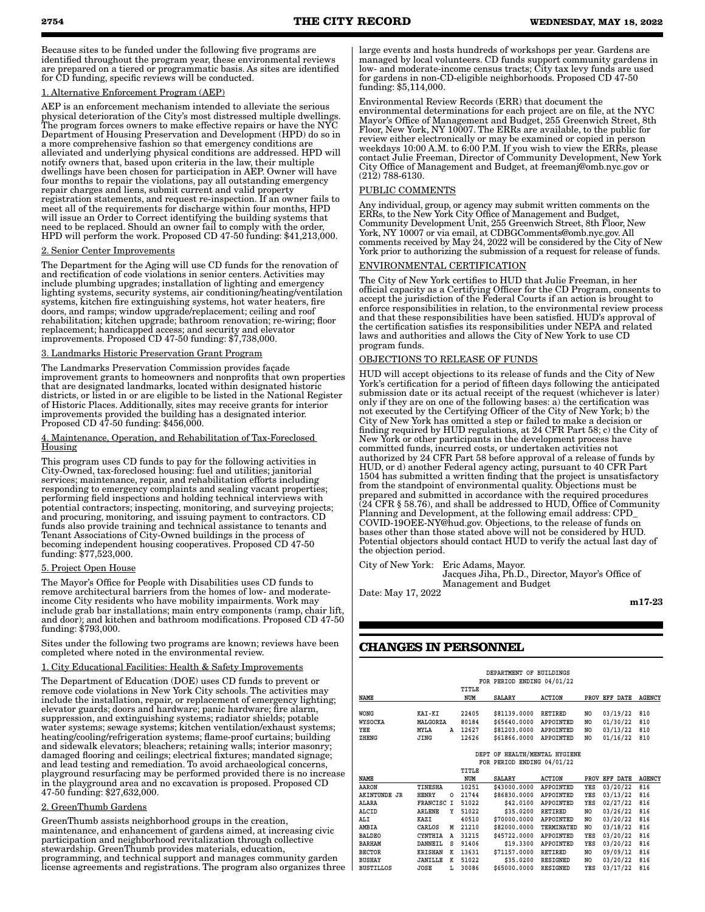Because sites to be funded under the following five programs are identified throughout the program year, these environmental reviews are prepared on a tiered or programmatic basis. As sites are identified for CD funding, specific reviews will be conducted.

1. Alternative Enforcement Program (AEP)

AEP is an enforcement mechanism intended to alleviate the serious physical deterioration of the City's most distressed multiple dwellings. The program forces owners to make effective repairs or have the NYC Department of Housing Preservation and Development (HPD) do so in a more comprehensive fashion so that emergency conditions are alleviated and underlying physical conditions are addressed. HPD will notify owners that, based upon criteria in the law, their multiple dwellings have been chosen for participation in AEP. Owner will have four months to repair the violations, pay all outstanding emergency repair charges and liens, submit current and valid property registration statements, and request re-inspection. If an owner fails to meet all of the requirements for discharge within four months, HPD will issue an Order to Correct identifying the building systems that need to be replaced. Should an owner fail to comply with the order, HPD will perform the work. Proposed CD 47-50 funding: $41,213,000.

2. Senior Center Improvements

The Department for the Aging will use CD funds for the renovation of and rectification of code violations in senior centers. Activities may include plumbing upgrades; installation of lighting and emergency lighting systems, security systems, air conditioning/heating/ventilation systems, kitchen fire extinguishing systems, hot water heaters, fire doors, and ramps; window upgrade/replacement; ceiling and roof rehabilitation; kitchen upgrade; bathroom renovation; re-wiring; floor replacement; handicapped access; and security and elevator improvements. Proposed CD 47-50 funding: $7,738,000.

3. Landmarks Historic Preservation Grant Program

The Landmarks Preservation Commission provides façade improvement grants to homeowners and nonprofits that own properties that are designated landmarks, located within designated historic districts, or listed in or are eligible to be listed in the National Register of Historic Places. Additionally, sites may receive grants for interior improvements provided the building has a designated interior. Proposed CD 47-50 funding: $456,000.

4. Maintenance, Operation, and Rehabilitation of Tax-Foreclosed Housing

This program uses CD funds to pay for the following activities in City-Owned, tax-foreclosed housing: fuel and utilities; janitorial services; maintenance, repair, and rehabilitation efforts including responding to emergency complaints and sealing vacant properties; performing field inspections and holding technical interviews with potential contractors; inspecting, monitoring, and surveying projects; and procuring, monitoring, and issuing payment to contractors. CD funds also provide training and technical assistance to tenants and Tenant Associations of City-Owned buildings in the process of becoming independent housing cooperatives. Proposed CD 47-50 funding: $77,523,000.

5. Project Open House

The Mayor's Office for People with Disabilities uses CD funds to remove architectural barriers from the homes of low- and moderate-income City residents who have mobility impairments. Work may include grab bar installations; main entry components (ramp, chair lift, and door); and kitchen and bathroom modifications. Proposed CD 47-50 funding: $793,000.

Sites under the following two programs are known; reviews have been completed where noted in the environmental review.

1. City Educational Facilities: Health & Safety Improvements

The Department of Education (DOE) uses CD funds to prevent or remove code violations in New York City schools. The activities may include the installation, repair, or replacement of emergency lighting; elevator guards; doors and hardware; panic hardware; fire alarm, suppression, and extinguishing systems; radiator shields; potable water systems; sewage systems; kitchen ventilation/exhaust systems; heating/cooling/refrigeration systems; flame-proof curtains; building and sidewalk elevators; bleachers; retaining walls; interior masonry; damaged flooring and ceilings; electrical fixtures; mandated signage; and lead testing and remediation. To avoid archaeological concerns, playground resurfacing may be performed provided there is no increase in the playground area and no excavation is proposed. Proposed CD 47-50 funding: $27,632,000.

2. GreenThumb Gardens

GreenThumb assists neighborhood groups in the creation, maintenance, and enhancement of gardens aimed, at increasing civic participation and neighborhood revitalization through collective stewardship. GreenThumb provides materials, education, programming, and technical support and manages community garden license agreements and registrations. The program also organizes three large events and hosts hundreds of workshops per year. Gardens are managed by local volunteers. CD funds support community gardens in low- and moderate-income census tracts; City tax levy funds are used for gardens in non-CD-eligible neighborhoods. Proposed CD 47-50 funding: $5,114,000.

Environmental Review Records (ERR) that document the environmental determinations for each project are on file, at the NYC Mayor's Office of Management and Budget, 255 Greenwich Street, 8th Floor, New York, NY 10007. The ERRs are available, to the public for review either electronically or may be examined or copied in person weekdays 10:00 A.M. to 6:00 P.M. If you wish to view the ERRs, please contact Julie Freeman, Director of Community Development, New York City Office of Management and Budget, at freemanj@omb.nyc.gov or (212) 788-6130.

PUBLIC COMMENTS

Any individual, group, or agency may submit written comments on the ERRs, to the New York City Office of Management and Budget, Community Development Unit, 255 Greenwich Street, 8th Floor, New York, NY 10007 or via email, at CDBGComments@omb.nyc.gov. All comments received by May 24, 2022 will be considered by the City of New York prior to authorizing the submission of a request for release of funds.

ENVIRONMENTAL CERTIFICATION

The City of New York certifies to HUD that Julie Freeman, in her official capacity as a Certifying Officer for the CD Program, consents to accept the jurisdiction of the Federal Courts if an action is brought to enforce responsibilities in relation, to the environmental review process and that these responsibilities have been satisfied. HUD's approval of the certification satisfies its responsibilities under NEPA and related laws and authorities and allows the City of New York to use CD program funds.

OBJECTIONS TO RELEASE OF FUNDS

HUD will accept objections to its release of funds and the City of New York's certification for a period of fifteen days following the anticipated submission date or its actual receipt of the request (whichever is later) only if they are on one of the following bases: a) the certification was not executed by the Certifying Officer of the City of New York; b) the City of New York has omitted a step or failed to make a decision or finding required by HUD regulations, at 24 CFR Part 58; c) the City of New York or other participants in the development process have committed funds, incurred costs, or undertaken activities not authorized by 24 CFR Part 58 before approval of a release of funds by HUD, or d) another Federal agency acting, pursuant to 40 CFR Part 1504 has submitted a written finding that the project is unsatisfactory from the standpoint of environmental quality. Objections must be prepared and submitted in accordance with the required procedures (24 CFR § 58.76), and shall be addressed to HUD, Office of Community Planning and Development, at the following email address: CPD_COVID-19OEE-NY@hud.gov. Objections, to the release of funds on bases other than those stated above will not be considered by HUD. Potential objectors should contact HUD to verify the actual last day of the objection period.

City of New York: Eric Adams, Mayor.
Jacques Jiha, Ph.D., Director, Mayor's Office of Management and Budget

Date: May 17, 2022

**m17-23**

# CHANGES IN PERSONNEL

DEPARTMENT OF BUILDINGS
FOR PERIOD ENDING 04/01/22

| NAME | | | TITLE NUM | SALARY | ACTION | PROV | EFF DATE | AGENCY |
|---|---|---|---|---|---|---|---|---|
| WONG | KAI-KI | | 22405 | $81139.0000 | RETIRED | NO | 03/19/22 | 810 |
| WYSOCKA | MALGORZA | | 80184 | $65640.0000 | APPOINTED | NO | 01/30/22 | 810 |
| YEE | MYLA | A | 12627 | $81203.0000 | APPOINTED | NO | 03/13/22 | 810 |
| ZHENG | JING | | 12626 | $61866.0000 | APPOINTED | NO | 01/16/22 | 810 |

DEPT OF HEALTH/MENTAL HYGIENE
FOR PERIOD ENDING 04/01/22

| NAME | | | TITLE NUM | SALARY | ACTION | PROV | EFF DATE | AGENCY |
|---|---|---|---|---|---|---|---|---|
| AARON | TINESHA | | 10251 | $43000.0000 | APPOINTED | YES | 03/20/22 | 816 |
| AKINTUNDE JR | HENRY | O | 21744 | $86830.0000 | APPOINTED | YES | 03/13/22 | 816 |
| ALARA | FRANCISC | I | 51022 | $42.0100 | APPOINTED | YES | 02/27/22 | 816 |
| ALCID | ARLENE | Y | 51022 | $35.0200 | RETIRED | NO | 03/26/22 | 816 |
| ALI | KAZI | | 40510 | $70000.0000 | APPOINTED | NO | 03/20/22 | 816 |
| AMBIA | CARLOS | M | 21210 | $82000.0000 | TERMINATED | NO | 03/18/22 | 816 |
| BALDEO | CYNTHIA | A | 31215 | $45722.0000 | APPOINTED | YES | 03/20/22 | 816 |
| BARHAM | DANNEIL | S | 91406 | $19.3300 | APPOINTED | YES | 03/20/22 | 816 |
| BECTOR | KRISHAN | K | 13631 | $71157.0000 | RETIRED | NO | 09/09/12 | 816 |
| BUSHAY | JANILLE | K | 51022 | $35.0200 | RESIGNED | NO | 03/20/22 | 816 |
| BUSTILLOS | JOSE | L | 30086 | $65000.0000 | RESIGNED | YES | 03/17/22 | 816 |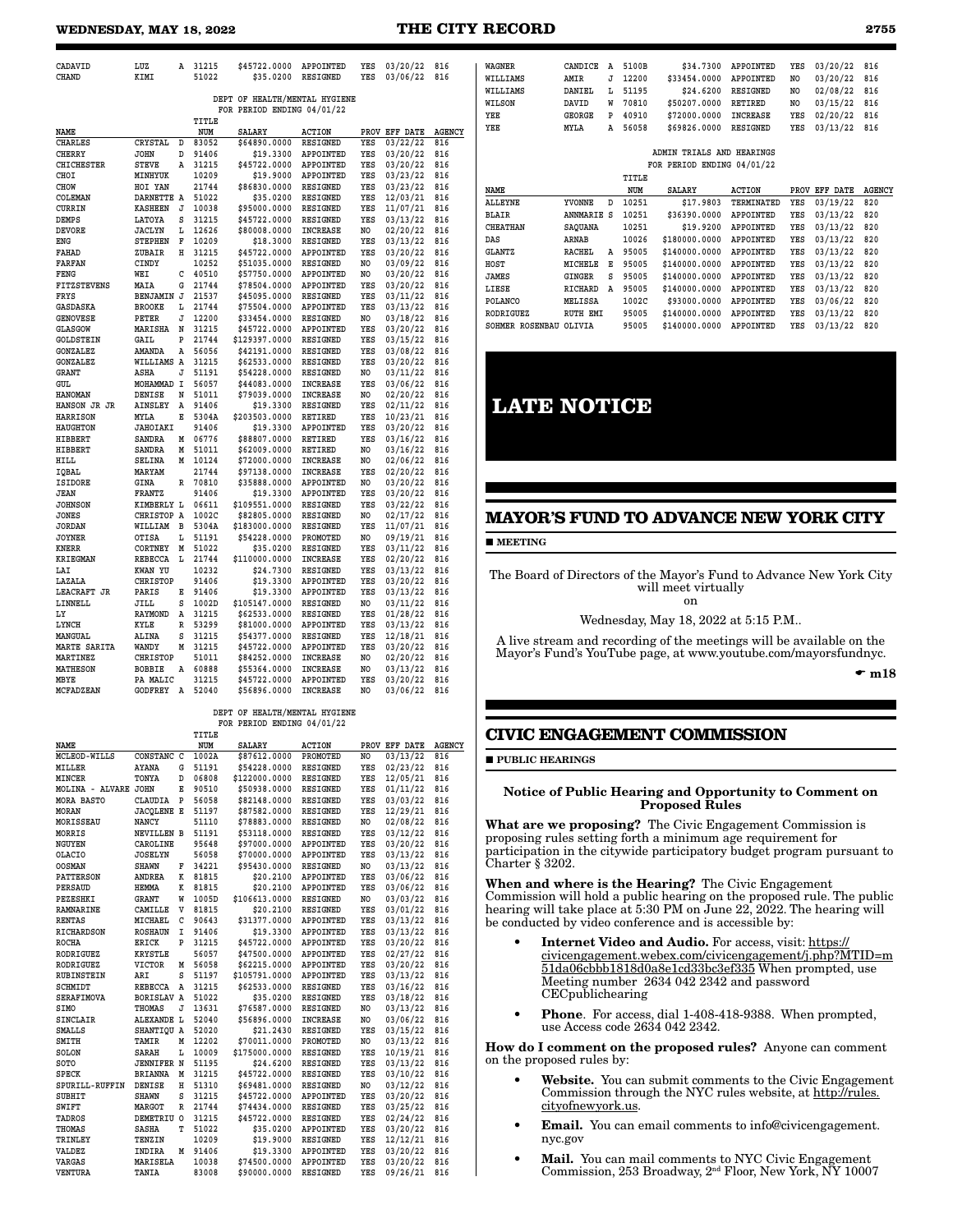| NAME | | | TITLE NUM | SALARY | ACTION | PROV | EFF DATE | AGENCY |
|---|---|---|---|---|---|---|---|---|
| CADAVID | LUZ | A | 31215 | $45722.0000 | APPOINTED | YES | 03/20/22 | 816 |
| CHAND | KIMI | | 51022 | $35.0200 | RESIGNED | YES | 03/06/22 | 816 |

DEPT OF HEALTH/MENTAL HYGIENE
FOR PERIOD ENDING 04/01/22

| NAME | | | TITLE NUM | SALARY | ACTION | PROV | EFF DATE | AGENCY |
|---|---|---|---|---|---|---|---|---|
| CHARLES | CRYSTAL | D | 83052 | $64890.0000 | RESIGNED | YES | 03/22/22 | 816 |
| CHERRY | JOHN | D | 91406 | $19.3300 | APPOINTED | YES | 03/20/22 | 816 |
| CHICHESTER | STEVE | A | 31215 | $45722.0000 | APPOINTED | YES | 03/20/22 | 816 |
| CHOI | MINHYUK | | 10209 | $19.9000 | APPOINTED | YES | 03/23/22 | 816 |
| CHOW | HOI YAN | | 21744 | $86830.0000 | RESIGNED | YES | 03/23/22 | 816 |
| COLEMAN | DARNETTE | A | 51022 | $35.0200 | RESIGNED | YES | 12/03/21 | 816 |
| CURRIN | KASHEEN | J | 10038 | $95000.0000 | RESIGNED | YES | 11/07/21 | 816 |
| DEMPS | LATOYA | S | 31215 | $45722.0000 | RESIGNED | YES | 03/13/22 | 816 |
| DEVORE | JACLYN | L | 12626 | $80008.0000 | INCREASE | NO | 02/20/22 | 816 |
| ENG | STEPHEN | F | 10209 | $18.3000 | RESIGNED | YES | 03/13/22 | 816 |
| FAHAD | ZUBAIR | H | 31215 | $45722.0000 | APPOINTED | YES | 03/20/22 | 816 |
| FARFAN | CINDY | | 10252 | $51035.0000 | RESIGNED | NO | 03/09/22 | 816 |
| FENG | WEI | C | 40510 | $57750.0000 | APPOINTED | NO | 03/20/22 | 816 |
| FITZSTEVENS | MAIA | G | 21744 | $78504.0000 | APPOINTED | YES | 03/20/22 | 816 |
| FRYS | BENJAMIN | J | 21537 | $45095.0000 | RESIGNED | YES | 03/11/22 | 816 |
| GASDASKA | BROOKE | L | 21744 | $75504.0000 | APPOINTED | YES | 03/13/22 | 816 |
| GENOVESE | PETER | J | 12200 | $33454.0000 | RESIGNED | NO | 03/18/22 | 816 |
| GLASGOW | MARISHA | N | 31215 | $45722.0000 | APPOINTED | YES | 03/20/22 | 816 |
| GOLDSTEIN | GAIL | P | 21744 | $129397.0000 | RESIGNED | YES | 03/15/22 | 816 |
| GONZALEZ | AMANDA | A | 56056 | $42191.0000 | RESIGNED | YES | 03/08/22 | 816 |
| GONZALEZ | WILLIAMS | A | 31215 | $62533.0000 | RESIGNED | YES | 03/20/22 | 816 |
| GRANT | ASHA | J | 51191 | $54228.0000 | RESIGNED | NO | 03/11/22 | 816 |
| GUL | MOHAMMAD | I | 56057 | $44083.0000 | INCREASE | YES | 03/06/22 | 816 |
| HANOMAN | DENISE | N | 51011 | $79039.0000 | INCREASE | NO | 02/20/22 | 816 |
| HANSON JR JR | AINSLEY | A | 91406 | $19.3300 | RESIGNED | YES | 02/11/22 | 816 |
| HARRISON | MYLA | E | 5304A | $203503.0000 | RETIRED | YES | 10/23/21 | 816 |
| HAUGHTON | JAHOIAKI | | 91406 | $19.3300 | APPOINTED | YES | 03/20/22 | 816 |
| HIBBERT | SANDRA | M | 06776 | $88807.0000 | RETIRED | YES | 03/16/22 | 816 |
| HIBBERT | SANDRA | M | 51011 | $62009.0000 | RETIRED | NO | 03/16/22 | 816 |
| HILL | SELINA | M | 10124 | $72000.0000 | INCREASE | NO | 02/06/22 | 816 |
| IQBAL | MARYAM | | 21744 | $97138.0000 | INCREASE | YES | 02/20/22 | 816 |
| ISIDORE | GINA | R | 70810 | $35888.0000 | APPOINTED | NO | 03/20/22 | 816 |
| JEAN | FRANTZ | | 91406 | $19.3300 | APPOINTED | YES | 03/20/22 | 816 |
| JOHNSON | KIMBERLY | L | 06611 | $109551.0000 | RESIGNED | YES | 03/22/22 | 816 |
| JONES | CHRISTOP | A | 1002C | $82805.0000 | RESIGNED | NO | 02/17/22 | 816 |
| JORDAN | WILLIAM | B | 5304A | $183000.0000 | RESIGNED | YES | 11/07/21 | 816 |
| JOYNER | OTISA | L | 51191 | $54228.0000 | PROMOTED | NO | 09/19/21 | 816 |
| KNERR | CORTNEY | M | 51022 | $35.0200 | RESIGNED | YES | 03/11/22 | 816 |
| KRIEGMAN | REBECCA | L | 21744 | $110000.0000 | INCREASE | YES | 02/20/22 | 816 |
| LAI | KWAN YU | | 10232 | $24.7300 | RESIGNED | YES | 03/13/22 | 816 |
| LAZALA | CHRISTOP | | 91406 | $19.3300 | APPOINTED | YES | 03/20/22 | 816 |
| LEACRAFT JR | PARIS | E | 91406 | $19.3300 | APPOINTED | YES | 03/13/22 | 816 |
| LINNELL | JILL | S | 1002D | $105147.0000 | RESIGNED | NO | 03/11/22 | 816 |
| LY | RAYMOND | A | 31215 | $62533.0000 | RESIGNED | YES | 01/28/22 | 816 |
| LYNCH | KYLE | R | 53299 | $81000.0000 | APPOINTED | YES | 03/13/22 | 816 |
| MANGUAL | ALINA | S | 31215 | $54377.0000 | RESIGNED | YES | 12/18/21 | 816 |
| MARTE SARITA | WANDY | M | 31215 | $45722.0000 | APPOINTED | YES | 03/20/22 | 816 |
| MARTINEZ | CHRISTOP | | 51011 | $84252.0000 | INCREASE | NO | 02/20/22 | 816 |
| MATHESON | BOBBIE | A | 60888 | $55364.0000 | INCREASE | NO | 03/13/22 | 816 |
| MBYE | PA MALIC | | 31215 | $45722.0000 | APPOINTED | YES | 03/20/22 | 816 |
| MCFADZEAN | GODFREY | A | 52040 | $56896.0000 | INCREASE | NO | 03/06/22 | 816 |

DEPT OF HEALTH/MENTAL HYGIENE
FOR PERIOD ENDING 04/01/22

| NAME | | | TITLE NUM | SALARY | ACTION | PROV | EFF DATE | AGENCY |
|---|---|---|---|---|---|---|---|---|
| MCLEOD-WILLS | CONSTANC | C | 1002A | $87612.0000 | PROMOTED | NO | 03/13/22 | 816 |
| MILLER | AYANA | G | 51191 | $54228.0000 | RESIGNED | YES | 02/23/22 | 816 |
| MINCER | TONYA | D | 06808 | $122000.0000 | RESIGNED | YES | 12/05/21 | 816 |
| MOLINA - ALVARE | JOHN | E | 90510 | $50938.0000 | RESIGNED | YES | 01/11/22 | 816 |
| MORA BASTO | CLAUDIA | P | 56058 | $82148.0000 | RESIGNED | YES | 03/03/22 | 816 |
| MORAN | JACQLENE | E | 51197 | $87582.0000 | RESIGNED | YES | 12/29/21 | 816 |
| MORISSEAU | NANCY | | 51110 | $78883.0000 | RESIGNED | NO | 02/08/22 | 816 |
| MORRIS | NEVILLEN | B | 51191 | $53118.0000 | RESIGNED | YES | 03/12/22 | 816 |
| NGUYEN | CAROLINE | | 95648 | $97000.0000 | APPOINTED | YES | 03/20/22 | 816 |
| OLACIO | JOSELYN | | 56058 | $70000.0000 | APPOINTED | YES | 03/13/22 | 816 |
| OOSMAN | SHAWN | F | 34221 | $95430.0000 | RESIGNED | NO | 03/13/22 | 816 |
| PATTERSON | ANDREA | K | 81815 | $20.2100 | APPOINTED | YES | 03/06/22 | 816 |
| PERSAUD | HEMMA | K | 81815 | $20.2100 | APPOINTED | YES | 03/06/22 | 816 |
| PEZESHKI | GRANT | W | 1005D | $106613.0000 | RESIGNED | NO | 03/03/22 | 816 |
| RAMNARINE | CAMILLE | V | 81815 | $20.2100 | RESIGNED | YES | 03/01/22 | 816 |
| RENTAS | MICHAEL | C | 90643 | $31377.0000 | APPOINTED | YES | 03/13/22 | 816 |
| RICHARDSON | ROSHAUN | I | 91406 | $19.3300 | APPOINTED | YES | 03/13/22 | 816 |
| ROCHA | ERICK | P | 31215 | $45722.0000 | APPOINTED | YES | 03/20/22 | 816 |
| RODRIGUEZ | KRYSTLE | | 56057 | $47500.0000 | APPOINTED | YES | 02/27/22 | 816 |
| RODRIGUEZ | VICTOR | M | 56058 | $62215.0000 | APPOINTED | YES | 03/20/22 | 816 |
| RUBINSTEIN | ARI | S | 51197 | $105791.0000 | APPOINTED | YES | 03/13/22 | 816 |
| SCHMIDT | REBECCA | A | 31215 | $62533.0000 | RESIGNED | YES | 03/16/22 | 816 |
| SERAFIMOVA | BORISLAV | A | 51022 | $35.0200 | RESIGNED | YES | 03/18/22 | 816 |
| SIMO | THOMAS | J | 13631 | $76587.0000 | RESIGNED | NO | 03/13/22 | 816 |
| SINCLAIR | ALEXANDE | L | 52040 | $56896.0000 | INCREASE | NO | 03/06/22 | 816 |
| SMALLS | SHANTIQU | A | 52020 | $21.2430 | RESIGNED | YES | 03/15/22 | 816 |
| SMITH | TAMIR | M | 12202 | $70011.0000 | PROMOTED | NO | 03/13/22 | 816 |
| SOLON | SARAH | L | 10009 | $175000.0000 | RESIGNED | YES | 10/19/21 | 816 |
| SOTO | JENNIFER | N | 51195 | $24.6200 | RESIGNED | YES | 03/13/22 | 816 |
| SPECK | BRIANNA | M | 31215 | $45722.0000 | RESIGNED | YES | 03/10/22 | 816 |
| SPURILL-RUFFIN | DENISE | H | 51310 | $69481.0000 | RESIGNED | NO | 03/12/22 | 816 |
| SUBHIT | SHAWN | S | 31215 | $45722.0000 | APPOINTED | YES | 03/20/22 | 816 |
| SWIFT | MARGOT | R | 21744 | $74434.0000 | RESIGNED | YES | 03/25/22 | 816 |
| TADROS | DEMETRIU | O | 31215 | $45722.0000 | RESIGNED | YES | 02/24/22 | 816 |
| THOMAS | SASHA | T | 51022 | $35.0200 | APPOINTED | YES | 03/20/22 | 816 |
| TRINLEY | TENZIN | | 10209 | $19.9000 | RESIGNED | YES | 12/12/21 | 816 |
| VALDEZ | INDIRA | M | 91406 | $19.3300 | APPOINTED | YES | 03/20/22 | 816 |
| VARGAS | MARISELA | | 10038 | $74500.0000 | APPOINTED | YES | 03/20/22 | 816 |
| VENTURA | TANIA | | 83008 | $90000.0000 | RESIGNED | YES | 09/26/21 | 816 |
| WAGNER | CANDICE | A | 5100B | $34.7300 | APPOINTED | YES | 03/20/22 | 816 |
| WILLIAMS | AMIR | J | 12200 | $33454.0000 | APPOINTED | NO | 03/20/22 | 816 |
| WILLIAMS | DANIEL | L | 51195 | $24.6200 | RESIGNED | NO | 02/08/22 | 816 |
| WILSON | DAVID | W | 70810 | $50207.0000 | RETIRED | NO | 03/15/22 | 816 |
| YEE | GEORGE | P | 40910 | $72000.0000 | INCREASE | YES | 02/20/22 | 816 |
| YEE | MYLA | A | 56058 | $69826.0000 | RESIGNED | YES | 03/13/22 | 816 |

ADMIN TRIALS AND HEARINGS
FOR PERIOD ENDING 04/01/22

| NAME | | | TITLE NUM | SALARY | ACTION | PROV | EFF DATE | AGENCY |
|---|---|---|---|---|---|---|---|---|
| ALLEYNE | YVONNE | D | 10251 | $17.9803 | TERMINATED | YES | 03/19/22 | 820 |
| BLAIR | ANNMARIE | S | 10251 | $36390.0000 | APPOINTED | YES | 03/13/22 | 820 |
| CHEATHAN | SAQUANA | | 10251 | $19.9200 | APPOINTED | YES | 03/13/22 | 820 |
| DAS | ARNAB | | 10026 | $180000.0000 | APPOINTED | YES | 03/13/22 | 820 |
| GLANTZ | RACHEL | A | 95005 | $140000.0000 | APPOINTED | YES | 03/13/22 | 820 |
| HOST | MICHELE | E | 95005 | $140000.0000 | APPOINTED | YES | 03/13/22 | 820 |
| JAMES | GINGER | S | 95005 | $140000.0000 | APPOINTED | YES | 03/13/22 | 820 |
| LIESE | RICHARD | A | 95005 | $140000.0000 | APPOINTED | YES | 03/13/22 | 820 |
| POLANCO | MELISSA | | 1002C | $93000.0000 | APPOINTED | YES | 03/06/22 | 820 |
| RODRIGUEZ | RUTH EMI | | 95005 | $140000.0000 | APPOINTED | YES | 03/13/22 | 820 |
| SOHMER ROSENBAU | OLIVIA | | 95005 | $140000.0000 | APPOINTED | YES | 03/13/22 | 820 |

# LATE NOTICE

## MAYOR'S FUND TO ADVANCE NEW YORK CITY

■ **MEETING**

The Board of Directors of the Mayor's Fund to Advance New York City will meet virtually on

Wednesday, May 18, 2022 at 5:15 P.M..

A live stream and recording of the meetings will be available on the Mayor's Fund's YouTube page, at www.youtube.com/mayorsfundnyc.

☛ **m18**

## CIVIC ENGAGEMENT COMMISSION

■ **PUBLIC HEARINGS**

**Notice of Public Hearing and Opportunity to Comment on Proposed Rules**

**What are we proposing?** The Civic Engagement Commission is proposing rules setting forth a minimum age requirement for participation in the citywide participatory budget program pursuant to Charter § 3202.

**When and where is the Hearing?** The Civic Engagement Commission will hold a public hearing on the proposed rule. The public hearing will take place at 5:30 PM on June 22, 2022. The hearing will be conducted by video conference and is accessible by:

- **Internet Video and Audio.** For access, visit: https://civicengagement.webex.com/civicengagement/j.php?MTID=m51da06cbbb1818d0a8e1cd33bc3ef335 When prompted, use Meeting number 2634 042 2342 and password CECpublichearing
- **Phone**. For access, dial 1-408-418-9388. When prompted, use Access code 2634 042 2342.

**How do I comment on the proposed rules?** Anyone can comment on the proposed rules by:

- **Website.** You can submit comments to the Civic Engagement Commission through the NYC rules website, at http://rules.cityofnewyork.us.
- **Email.** You can email comments to info@civicengagement.nyc.gov
- **Mail.** You can mail comments to NYC Civic Engagement Commission, 253 Broadway, 2nd Floor, New York, NY 10007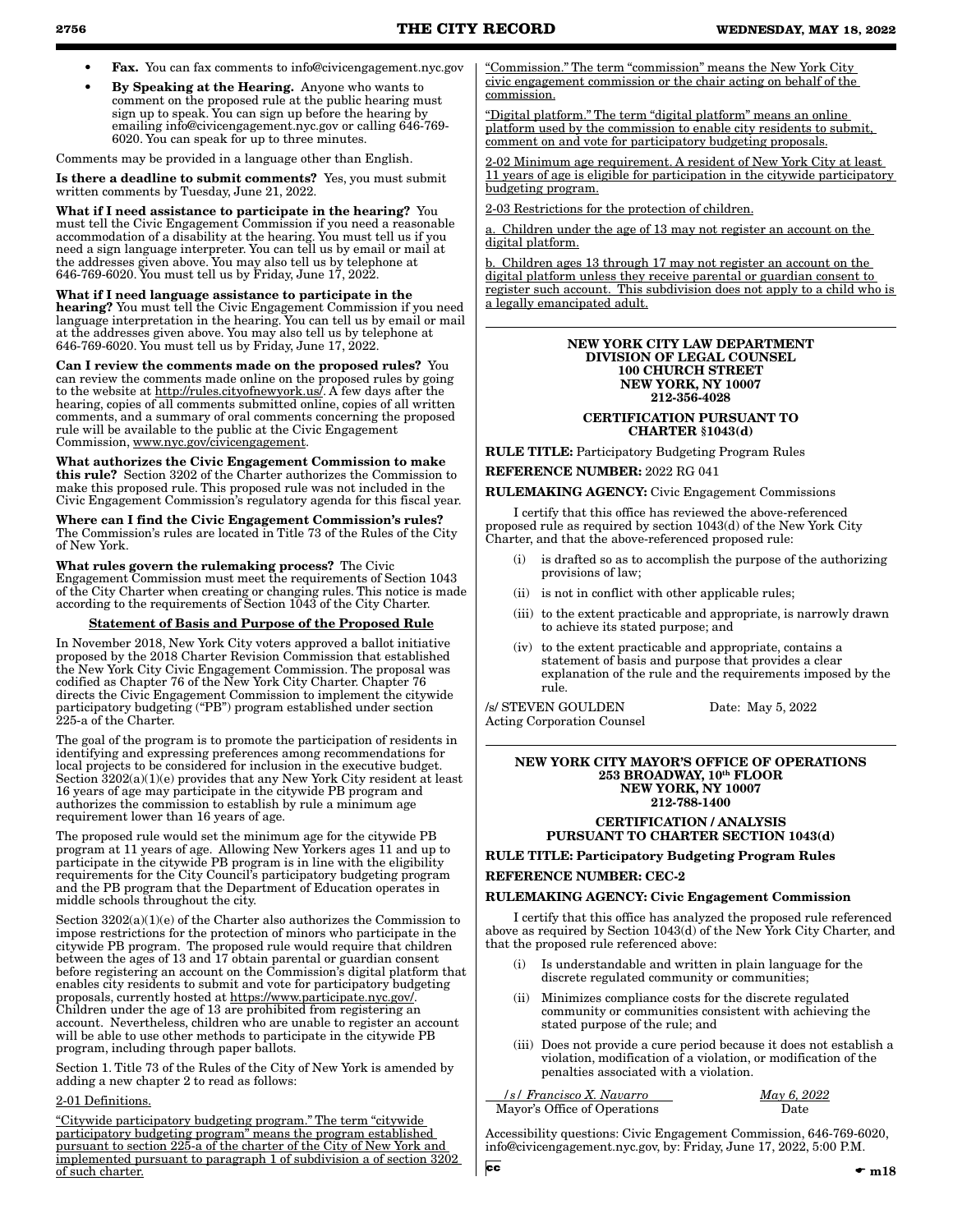- **Fax.** You can fax comments to info@civicengagement.nyc.gov
- **By Speaking at the Hearing.** Anyone who wants to comment on the proposed rule at the public hearing must sign up to speak. You can sign up before the hearing by emailing info@civicengagement.nyc.gov or calling 646-769-6020. You can speak for up to three minutes.

Comments may be provided in a language other than English.

**Is there a deadline to submit comments?** Yes, you must submit written comments by Tuesday, June 21, 2022.

**What if I need assistance to participate in the hearing?** You must tell the Civic Engagement Commission if you need a reasonable accommodation of a disability at the hearing. You must tell us if you need a sign language interpreter. You can tell us by email or mail at the addresses given above. You may also tell us by telephone at 646-769-6020. You must tell us by Friday, June 17, 2022.

**What if I need language assistance to participate in the hearing?** You must tell the Civic Engagement Commission if you need language interpretation in the hearing. You can tell us by email or mail at the addresses given above. You may also tell us by telephone at 646-769-6020. You must tell us by Friday, June 17, 2022.

**Can I review the comments made on the proposed rules?** You can review the comments made online on the proposed rules by going to the website at http://rules.cityofnewyork.us/. A few days after the hearing, copies of all comments submitted online, copies of all written comments, and a summary of oral comments concerning the proposed rule will be available to the public at the Civic Engagement Commission, www.nyc.gov/civicengagement.

**What authorizes the Civic Engagement Commission to make this rule?** Section 3202 of the Charter authorizes the Commission to make this proposed rule. This proposed rule was not included in the Civic Engagement Commission's regulatory agenda for this fiscal year.

**Where can I find the Civic Engagement Commission's rules?** The Commission's rules are located in Title 73 of the Rules of the City of New York.

**What rules govern the rulemaking process?** The Civic Engagement Commission must meet the requirements of Section 1043 of the City Charter when creating or changing rules. This notice is made according to the requirements of Section 1043 of the City Charter.

**Statement of Basis and Purpose of the Proposed Rule**

In November 2018, New York City voters approved a ballot initiative proposed by the 2018 Charter Revision Commission that established the New York City Civic Engagement Commission. The proposal was codified as Chapter 76 of the New York City Charter. Chapter 76 directs the Civic Engagement Commission to implement the citywide participatory budgeting ("PB") program established under section 225-a of the Charter.

The goal of the program is to promote the participation of residents in identifying and expressing preferences among recommendations for local projects to be considered for inclusion in the executive budget. Section 3202(a)(1)(e) provides that any New York City resident at least 16 years of age may participate in the citywide PB program and authorizes the commission to establish by rule a minimum age requirement lower than 16 years of age.

The proposed rule would set the minimum age for the citywide PB program at 11 years of age. Allowing New Yorkers ages 11 and up to participate in the citywide PB program is in line with the eligibility requirements for the City Council's participatory budgeting program and the PB program that the Department of Education operates in middle schools throughout the city.

Section 3202(a)(1)(e) of the Charter also authorizes the Commission to impose restrictions for the protection of minors who participate in the citywide PB program. The proposed rule would require that children between the ages of 13 and 17 obtain parental or guardian consent before registering an account on the Commission's digital platform that enables city residents to submit and vote for participatory budgeting proposals, currently hosted at https://www.participate.nyc.gov/. Children under the age of 13 are prohibited from registering an account. Nevertheless, children who are unable to register an account will be able to use other methods to participate in the citywide PB program, including through paper ballots.

Section 1. Title 73 of the Rules of the City of New York is amended by adding a new chapter 2 to read as follows:

2-01 Definitions.

"Citywide participatory budgeting program." The term "citywide participatory budgeting program" means the program established pursuant to section 225-a of the charter of the City of New York and implemented pursuant to paragraph 1 of subdivision a of section 3202 of such charter.

"Commission." The term "commission" means the New York City civic engagement commission or the chair acting on behalf of the commission.

"Digital platform." The term "digital platform" means an online platform used by the commission to enable city residents to submit, comment on and vote for participatory budgeting proposals.

2-02 Minimum age requirement. A resident of New York City at least 11 years of age is eligible for participation in the citywide participatory budgeting program.

2-03 Restrictions for the protection of children.

a. Children under the age of 13 may not register an account on the digital platform.

b. Children ages 13 through 17 may not register an account on the digital platform unless they receive parental or guardian consent to register such account. This subdivision does not apply to a child who is a legally emancipated adult.

---

**NEW YORK CITY LAW DEPARTMENT**
**DIVISION OF LEGAL COUNSEL**
**100 CHURCH STREET**
**NEW YORK, NY 10007**
**212-356-4028**

**CERTIFICATION PURSUANT TO CHARTER §1043(d)**

**RULE TITLE:** Participatory Budgeting Program Rules

**REFERENCE NUMBER:** 2022 RG 041

**RULEMAKING AGENCY:** Civic Engagement Commissions

I certify that this office has reviewed the above-referenced proposed rule as required by section 1043(d) of the New York City Charter, and that the above-referenced proposed rule:

(i) is drafted so as to accomplish the purpose of the authorizing provisions of law;

(ii) is not in conflict with other applicable rules;

(iii) to the extent practicable and appropriate, is narrowly drawn to achieve its stated purpose; and

(iv) to the extent practicable and appropriate, contains a statement of basis and purpose that provides a clear explanation of the rule and the requirements imposed by the rule.

/s/ STEVEN GOULDEN Date: May 5, 2022
Acting Corporation Counsel

---

**NEW YORK CITY MAYOR'S OFFICE OF OPERATIONS**
**253 BROADWAY, 10th FLOOR**
**NEW YORK, NY 10007**
**212-788-1400**

**CERTIFICATION / ANALYSIS PURSUANT TO CHARTER SECTION 1043(d)**

**RULE TITLE: Participatory Budgeting Program Rules**

**REFERENCE NUMBER: CEC-2**

**RULEMAKING AGENCY: Civic Engagement Commission**

I certify that this office has analyzed the proposed rule referenced above as required by Section 1043(d) of the New York City Charter, and that the proposed rule referenced above:

(i) Is understandable and written in plain language for the discrete regulated community or communities;

(ii) Minimizes compliance costs for the discrete regulated community or communities consistent with achieving the stated purpose of the rule; and

(iii) Does not provide a cure period because it does not establish a violation, modification of a violation, or modification of the penalties associated with a violation.

*/s/ Francisco X. Navarro* *May 6, 2022*
Mayor's Office of Operations Date

Accessibility questions: Civic Engagement Commission, 646-769-6020, info@civicengagement.nyc.gov, by: Friday, June 17, 2022, 5:00 P.M.

m18